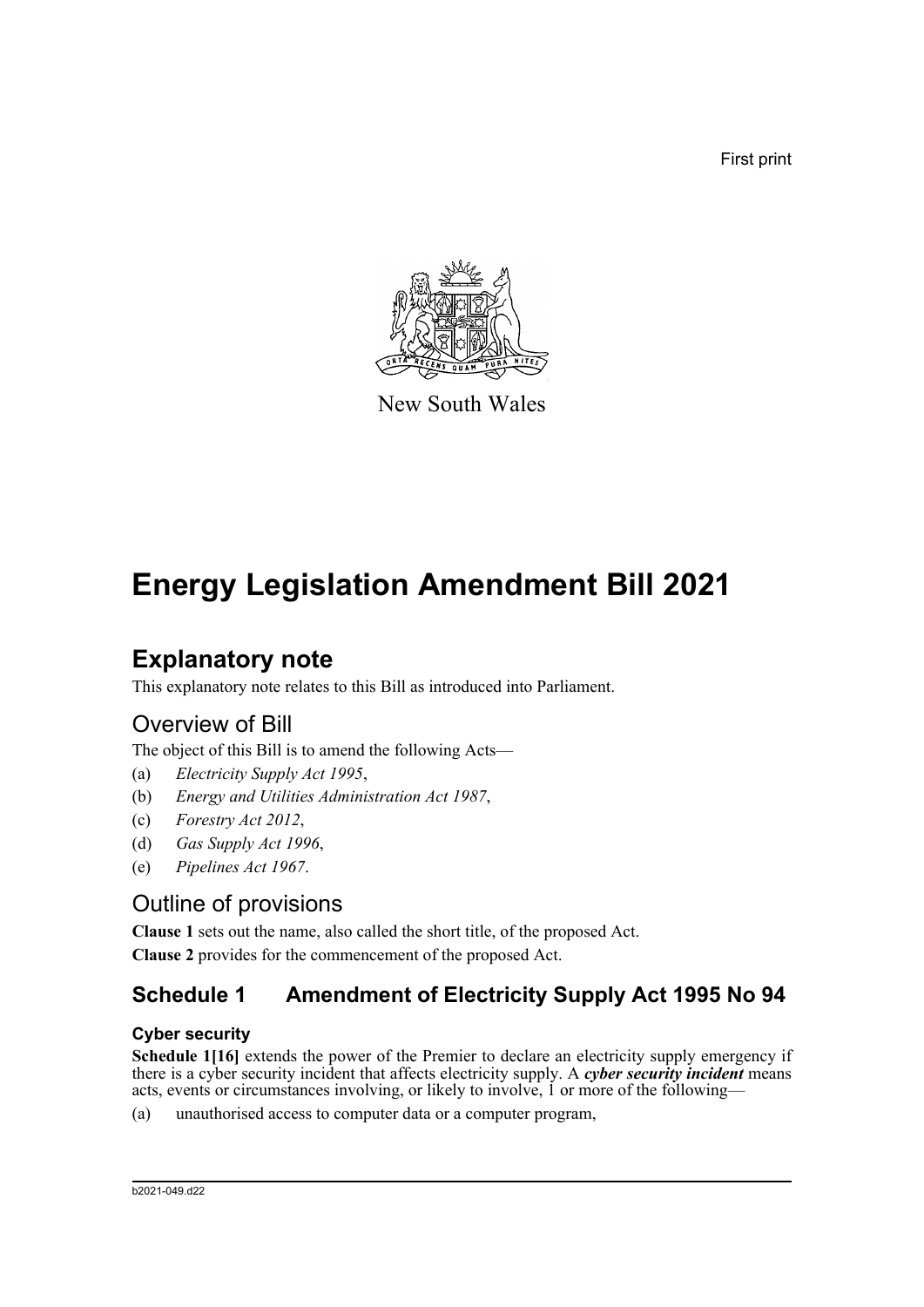First print

New South Wales

# Energy Legislation Amendment Bill 2021

## Explanatory note

This explanatory note relates to this Bill as introduced into Parliament.

## Overview of Bill

The object of this Bill is to amend the following Acts—

(a) *Electricity Supply Act 1995*,

(b) *Energy and Utilities Administration Act 1987*,

(c) *Forestry Act 2012*,

(d) *Gas Supply Act 1996*,

(e) *Pipelines Act 1967*.

## Outline of provisions

**Clause 1** sets out the name, also called the short title, of the proposed Act.

**Clause 2** provides for the commencement of the proposed Act.

### Schedule 1 Amendment of Electricity Supply Act 1995 No 94

#### Cyber security

**Schedule 1[16]** extends the power of the Premier to declare an electricity supply emergency if there is a cyber security incident that affects electricity supply. A ***cyber security incident*** means acts, events or circumstances involving, or likely to involve, 1 or more of the following—

(a) unauthorised access to computer data or a computer program,

b2021-049.d22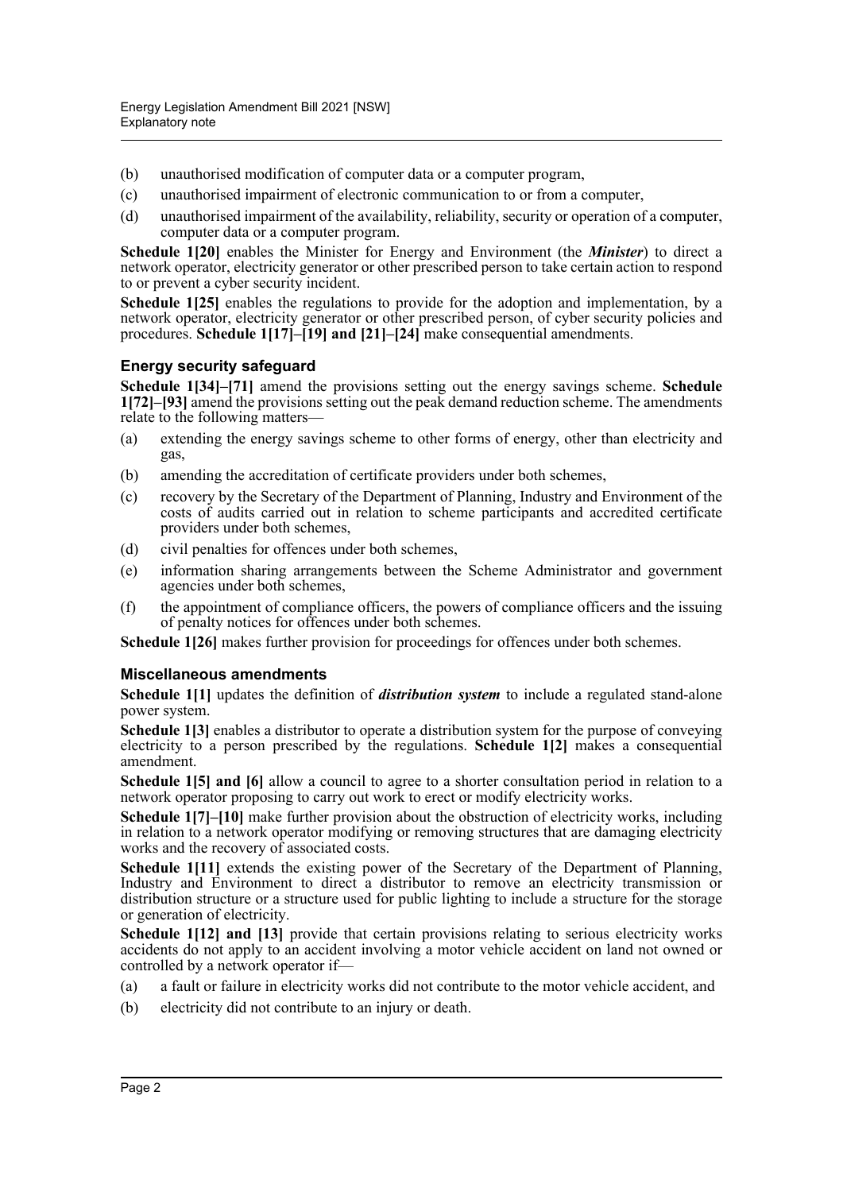(b) unauthorised modification of computer data or a computer program,

(c) unauthorised impairment of electronic communication to or from a computer,

(d) unauthorised impairment of the availability, reliability, security or operation of a computer, computer data or a computer program.

**Schedule 1[20]** enables the Minister for Energy and Environment (the ***Minister***) to direct a network operator, electricity generator or other prescribed person to take certain action to respond to or prevent a cyber security incident.

**Schedule 1[25]** enables the regulations to provide for the adoption and implementation, by a network operator, electricity generator or other prescribed person, of cyber security policies and procedures. **Schedule 1[17]–[19] and [21]–[24]** make consequential amendments.

### Energy security safeguard

**Schedule 1[34]–[71]** amend the provisions setting out the energy savings scheme. **Schedule 1[72]–[93]** amend the provisions setting out the peak demand reduction scheme. The amendments relate to the following matters—

(a) extending the energy savings scheme to other forms of energy, other than electricity and gas,

(b) amending the accreditation of certificate providers under both schemes,

(c) recovery by the Secretary of the Department of Planning, Industry and Environment of the costs of audits carried out in relation to scheme participants and accredited certificate providers under both schemes,

(d) civil penalties for offences under both schemes,

(e) information sharing arrangements between the Scheme Administrator and government agencies under both schemes,

(f) the appointment of compliance officers, the powers of compliance officers and the issuing of penalty notices for offences under both schemes.

**Schedule 1[26]** makes further provision for proceedings for offences under both schemes.

### Miscellaneous amendments

**Schedule 1[1]** updates the definition of ***distribution system*** to include a regulated stand-alone power system.

**Schedule 1[3]** enables a distributor to operate a distribution system for the purpose of conveying electricity to a person prescribed by the regulations. **Schedule 1[2]** makes a consequential amendment.

**Schedule 1[5] and [6]** allow a council to agree to a shorter consultation period in relation to a network operator proposing to carry out work to erect or modify electricity works.

**Schedule 1[7]–[10]** make further provision about the obstruction of electricity works, including in relation to a network operator modifying or removing structures that are damaging electricity works and the recovery of associated costs.

**Schedule 1[11]** extends the existing power of the Secretary of the Department of Planning, Industry and Environment to direct a distributor to remove an electricity transmission or distribution structure or a structure used for public lighting to include a structure for the storage or generation of electricity.

**Schedule 1[12] and [13]** provide that certain provisions relating to serious electricity works accidents do not apply to an accident involving a motor vehicle accident on land not owned or controlled by a network operator if—

(a) a fault or failure in electricity works did not contribute to the motor vehicle accident, and

(b) electricity did not contribute to an injury or death.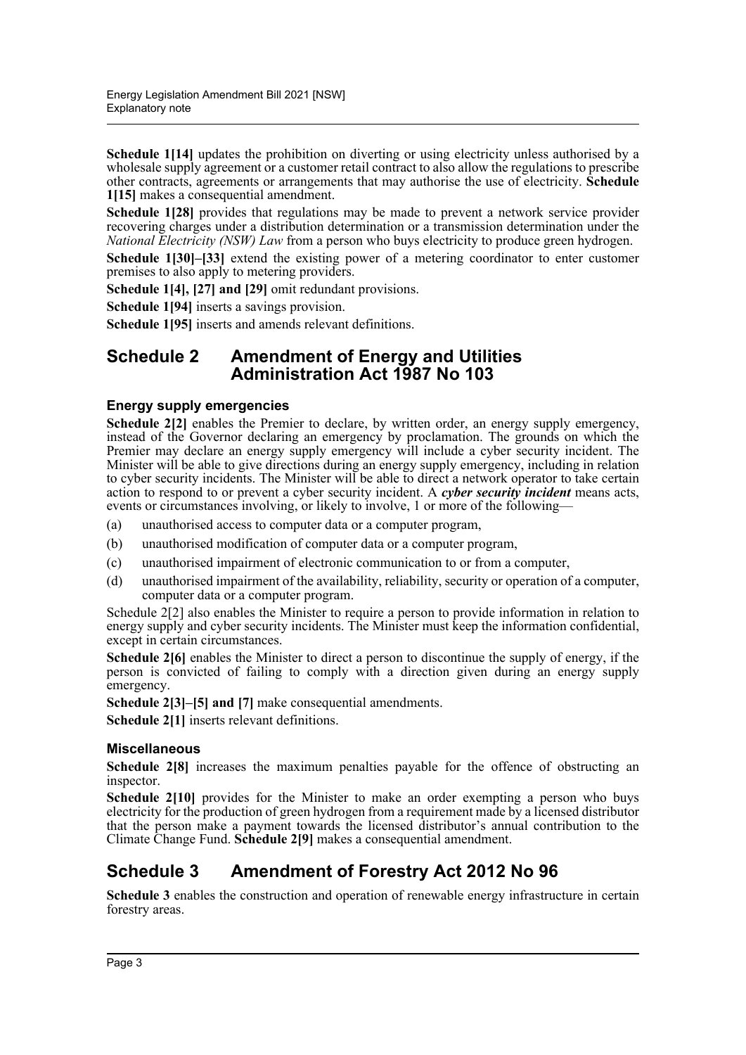**Schedule 1[14]** updates the prohibition on diverting or using electricity unless authorised by a wholesale supply agreement or a customer retail contract to also allow the regulations to prescribe other contracts, agreements or arrangements that may authorise the use of electricity. **Schedule 1[15]** makes a consequential amendment.

**Schedule 1[28]** provides that regulations may be made to prevent a network service provider recovering charges under a distribution determination or a transmission determination under the *National Electricity (NSW) Law* from a person who buys electricity to produce green hydrogen.

**Schedule 1[30]–[33]** extend the existing power of a metering coordinator to enter customer premises to also apply to metering providers.

**Schedule 1[4], [27] and [29]** omit redundant provisions.

**Schedule 1[94]** inserts a savings provision.

**Schedule 1[95]** inserts and amends relevant definitions.

## Schedule 2 Amendment of Energy and Utilities Administration Act 1987 No 103

### Energy supply emergencies

**Schedule 2[2]** enables the Premier to declare, by written order, an energy supply emergency, instead of the Governor declaring an emergency by proclamation. The grounds on which the Premier may declare an energy supply emergency will include a cyber security incident. The Minister will be able to give directions during an energy supply emergency, including in relation to cyber security incidents. The Minister will be able to direct a network operator to take certain action to respond to or prevent a cyber security incident. A ***cyber security incident*** means acts, events or circumstances involving, or likely to involve, 1 or more of the following—

(a) unauthorised access to computer data or a computer program,

(b) unauthorised modification of computer data or a computer program,

(c) unauthorised impairment of electronic communication to or from a computer,

(d) unauthorised impairment of the availability, reliability, security or operation of a computer, computer data or a computer program.

Schedule 2[2] also enables the Minister to require a person to provide information in relation to energy supply and cyber security incidents. The Minister must keep the information confidential, except in certain circumstances.

**Schedule 2[6]** enables the Minister to direct a person to discontinue the supply of energy, if the person is convicted of failing to comply with a direction given during an energy supply emergency.

**Schedule 2[3]–[5] and [7]** make consequential amendments.

**Schedule 2[1]** inserts relevant definitions.

### Miscellaneous

**Schedule 2[8]** increases the maximum penalties payable for the offence of obstructing an inspector.

**Schedule 2[10]** provides for the Minister to make an order exempting a person who buys electricity for the production of green hydrogen from a requirement made by a licensed distributor that the person make a payment towards the licensed distributor's annual contribution to the Climate Change Fund. **Schedule 2[9]** makes a consequential amendment.

## Schedule 3 Amendment of Forestry Act 2012 No 96

**Schedule 3** enables the construction and operation of renewable energy infrastructure in certain forestry areas.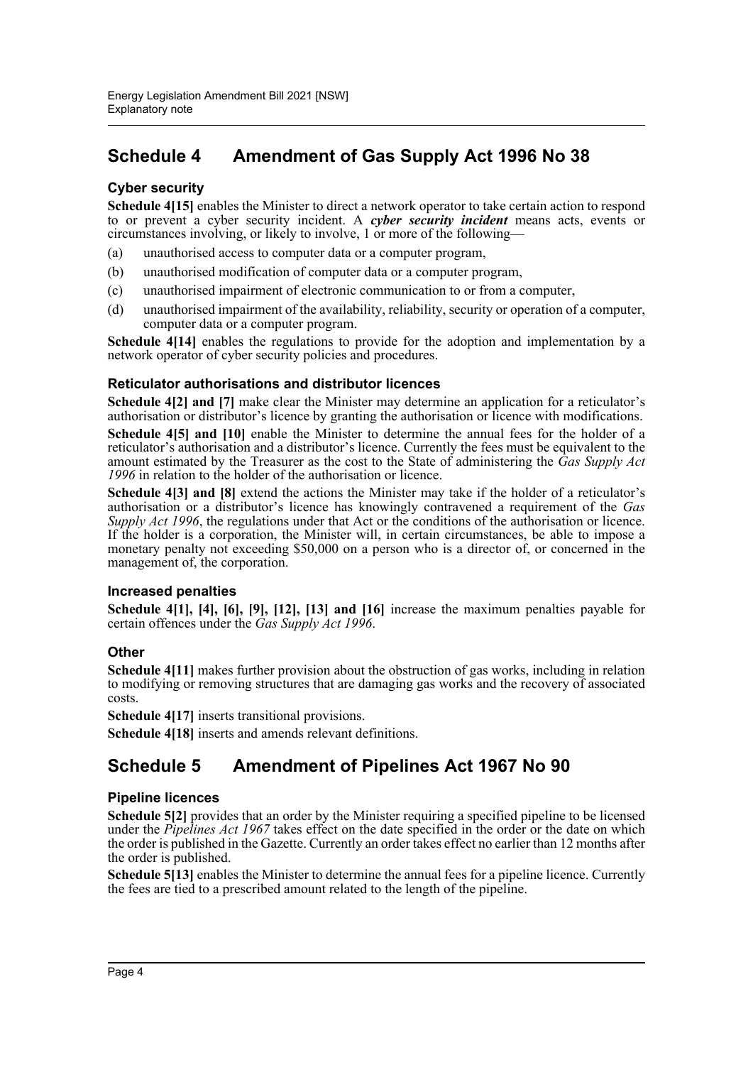## Schedule 4 Amendment of Gas Supply Act 1996 No 38

### Cyber security

**Schedule 4[15]** enables the Minister to direct a network operator to take certain action to respond to or prevent a cyber security incident. A ***cyber security incident*** means acts, events or circumstances involving, or likely to involve, 1 or more of the following—

(a) unauthorised access to computer data or a computer program,

(b) unauthorised modification of computer data or a computer program,

(c) unauthorised impairment of electronic communication to or from a computer,

(d) unauthorised impairment of the availability, reliability, security or operation of a computer, computer data or a computer program.

**Schedule 4[14]** enables the regulations to provide for the adoption and implementation by a network operator of cyber security policies and procedures.

### Reticulator authorisations and distributor licences

**Schedule 4[2] and [7]** make clear the Minister may determine an application for a reticulator's authorisation or distributor's licence by granting the authorisation or licence with modifications.

**Schedule 4[5] and [10]** enable the Minister to determine the annual fees for the holder of a reticulator's authorisation and a distributor's licence. Currently the fees must be equivalent to the amount estimated by the Treasurer as the cost to the State of administering the *Gas Supply Act 1996* in relation to the holder of the authorisation or licence.

**Schedule 4[3] and [8]** extend the actions the Minister may take if the holder of a reticulator's authorisation or a distributor's licence has knowingly contravened a requirement of the *Gas Supply Act 1996*, the regulations under that Act or the conditions of the authorisation or licence. If the holder is a corporation, the Minister will, in certain circumstances, be able to impose a monetary penalty not exceeding $50,000 on a person who is a director of, or concerned in the management of, the corporation.

### Increased penalties

**Schedule 4[1], [4], [6], [9], [12], [13] and [16]** increase the maximum penalties payable for certain offences under the *Gas Supply Act 1996*.

### Other

**Schedule 4[11]** makes further provision about the obstruction of gas works, including in relation to modifying or removing structures that are damaging gas works and the recovery of associated costs.

**Schedule 4[17]** inserts transitional provisions.

**Schedule 4[18]** inserts and amends relevant definitions.

## Schedule 5 Amendment of Pipelines Act 1967 No 90

### Pipeline licences

**Schedule 5[2]** provides that an order by the Minister requiring a specified pipeline to be licensed under the *Pipelines Act 1967* takes effect on the date specified in the order or the date on which the order is published in the Gazette. Currently an order takes effect no earlier than 12 months after the order is published.

**Schedule 5[13]** enables the Minister to determine the annual fees for a pipeline licence. Currently the fees are tied to a prescribed amount related to the length of the pipeline.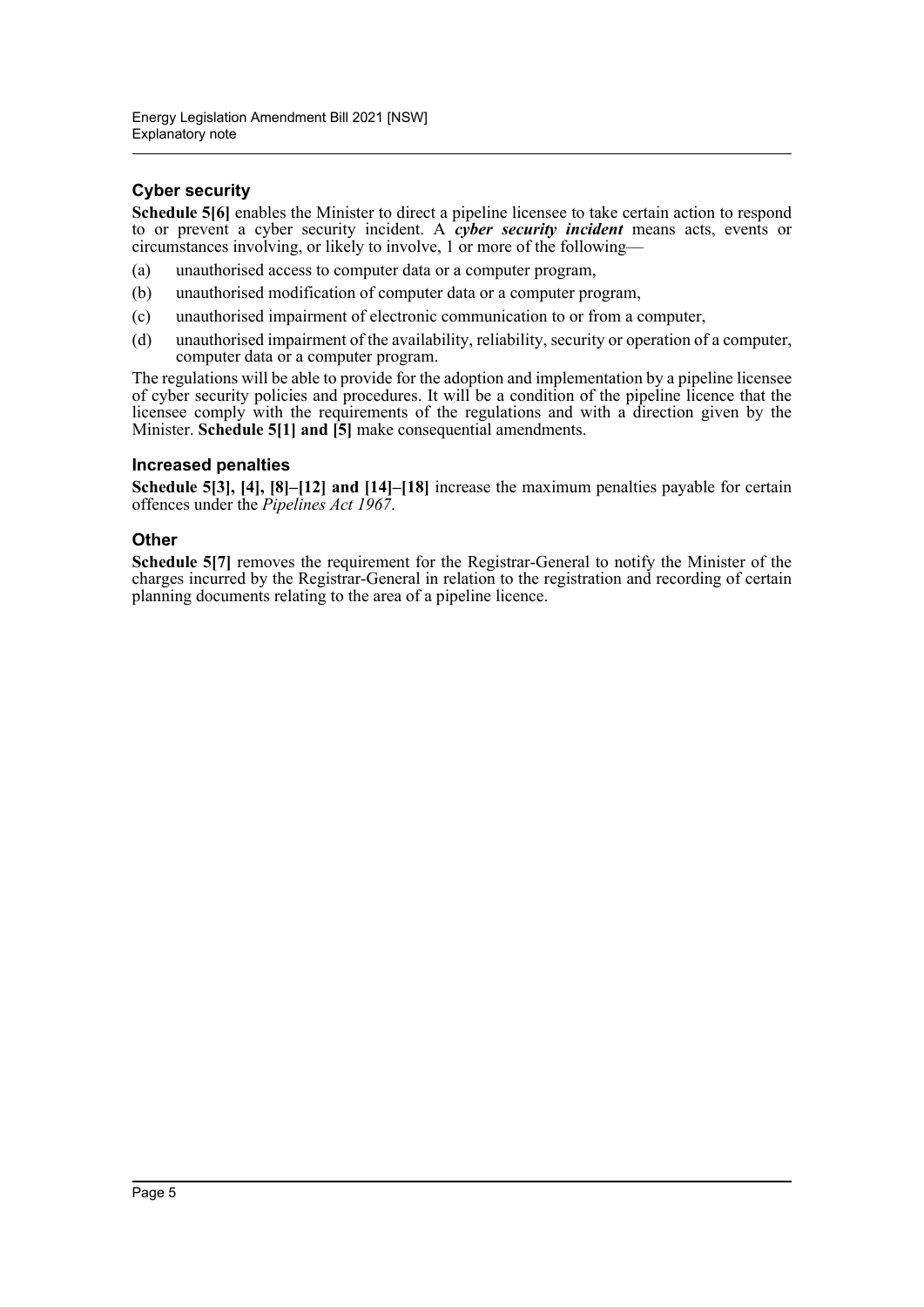### Cyber security

**Schedule 5[6]** enables the Minister to direct a pipeline licensee to take certain action to respond to or prevent a cyber security incident. A ***cyber security incident*** means acts, events or circumstances involving, or likely to involve, 1 or more of the following—

(a) unauthorised access to computer data or a computer program,

(b) unauthorised modification of computer data or a computer program,

(c) unauthorised impairment of electronic communication to or from a computer,

(d) unauthorised impairment of the availability, reliability, security or operation of a computer, computer data or a computer program.

The regulations will be able to provide for the adoption and implementation by a pipeline licensee of cyber security policies and procedures. It will be a condition of the pipeline licence that the licensee comply with the requirements of the regulations and with a direction given by the Minister. **Schedule 5[1] and [5]** make consequential amendments.

### Increased penalties

**Schedule 5[3], [4], [8]–[12] and [14]–[18]** increase the maximum penalties payable for certain offences under the *Pipelines Act 1967*.

### Other

**Schedule 5[7]** removes the requirement for the Registrar-General to notify the Minister of the charges incurred by the Registrar-General in relation to the registration and recording of certain planning documents relating to the area of a pipeline licence.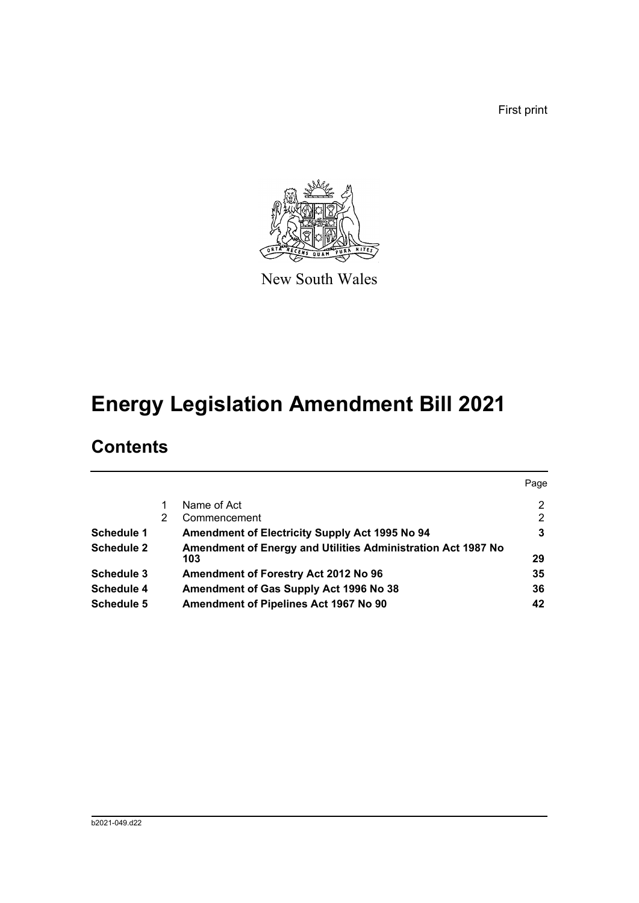First print

New South Wales

# Energy Legislation Amendment Bill 2021

## Contents

| | | | Page |
|---|---|---|---|
| | 1 | Name of Act | 2 |
| | 2 | Commencement | 2 |
| **Schedule 1** | | **Amendment of Electricity Supply Act 1995 No 94** | **3** |
| **Schedule 2** | | **Amendment of Energy and Utilities Administration Act 1987 No 103** | **29** |
| **Schedule 3** | | **Amendment of Forestry Act 2012 No 96** | **35** |
| **Schedule 4** | | **Amendment of Gas Supply Act 1996 No 38** | **36** |
| **Schedule 5** | | **Amendment of Pipelines Act 1967 No 90** | **42** |

b2021-049.d22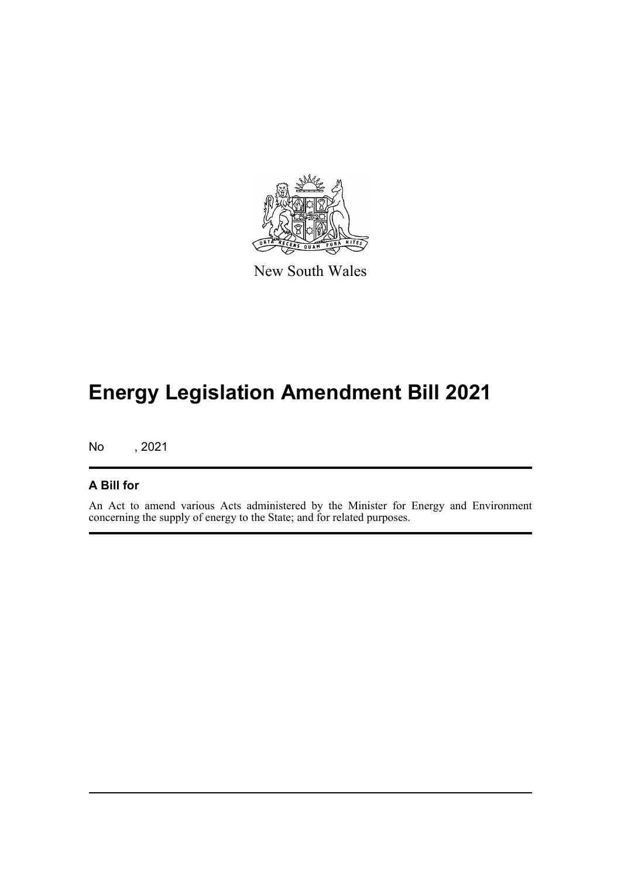New South Wales

# Energy Legislation Amendment Bill 2021

No , 2021

## A Bill for

An Act to amend various Acts administered by the Minister for Energy and Environment concerning the supply of energy to the State; and for related purposes.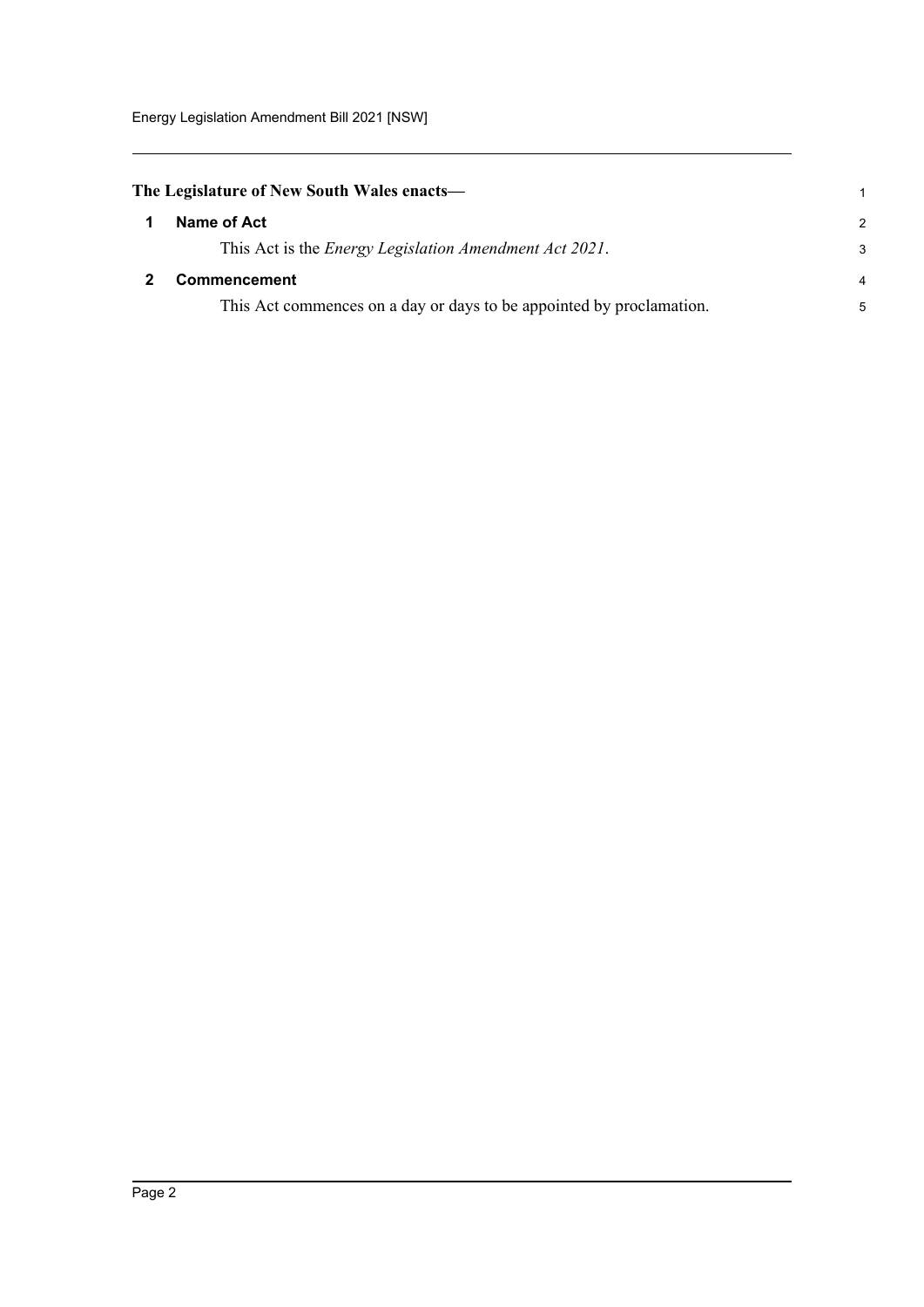**The Legislature of New South Wales enacts—**

## 1 Name of Act

This Act is the *Energy Legislation Amendment Act 2021*.

## 2 Commencement

This Act commences on a day or days to be appointed by proclamation.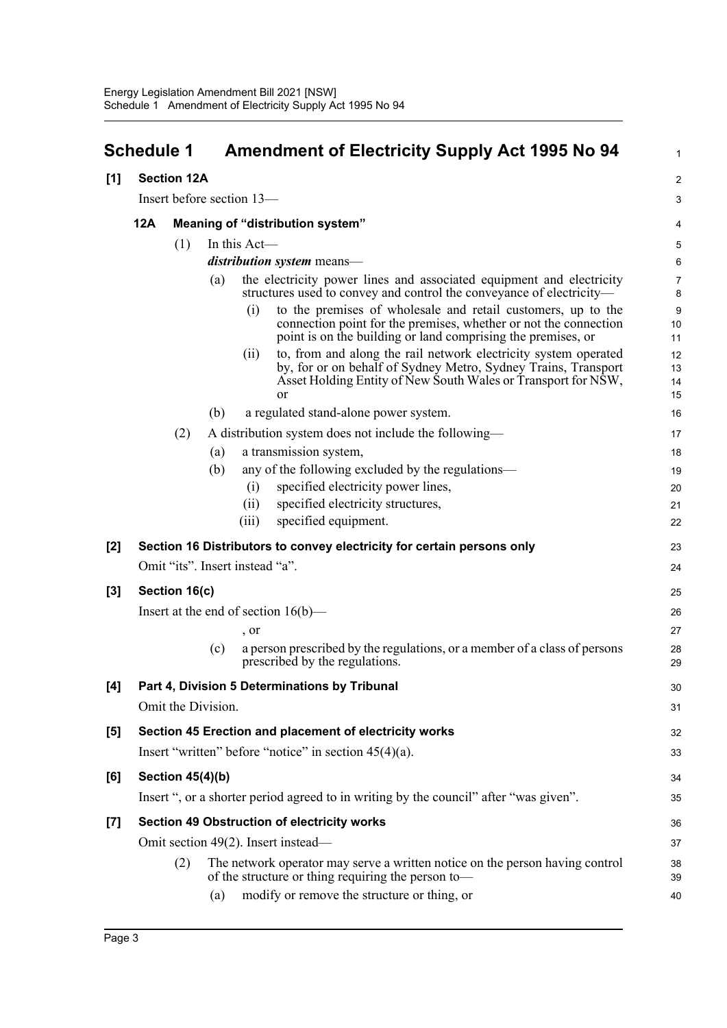## Schedule 1 Amendment of Electricity Supply Act 1995 No 94

**[1] Section 12A**

Insert before section 13—

**12A Meaning of "distribution system"**

(1) In this Act—

***distribution system*** means—

(a) the electricity power lines and associated equipment and electricity structures used to convey and control the conveyance of electricity—

(i) to the premises of wholesale and retail customers, up to the connection point for the premises, whether or not the connection point is on the building or land comprising the premises, or

(ii) to, from and along the rail network electricity system operated by, for or on behalf of Sydney Metro, Sydney Trains, Transport Asset Holding Entity of New South Wales or Transport for NSW, or

(b) a regulated stand-alone power system.

(2) A distribution system does not include the following—

(a) a transmission system,

(b) any of the following excluded by the regulations—

(i) specified electricity power lines,

(ii) specified electricity structures,

(iii) specified equipment.

**[2] Section 16 Distributors to convey electricity for certain persons only**

Omit "its". Insert instead "a".

**[3] Section 16(c)**

Insert at the end of section 16(b)—

, or

(c) a person prescribed by the regulations, or a member of a class of persons prescribed by the regulations.

**[4] Part 4, Division 5 Determinations by Tribunal**

Omit the Division.

**[5] Section 45 Erection and placement of electricity works**

Insert "written" before "notice" in section 45(4)(a).

**[6] Section 45(4)(b)**

Insert ", or a shorter period agreed to in writing by the council" after "was given".

**[7] Section 49 Obstruction of electricity works**

Omit section 49(2). Insert instead—

(2) The network operator may serve a written notice on the person having control of the structure or thing requiring the person to—

(a) modify or remove the structure or thing, or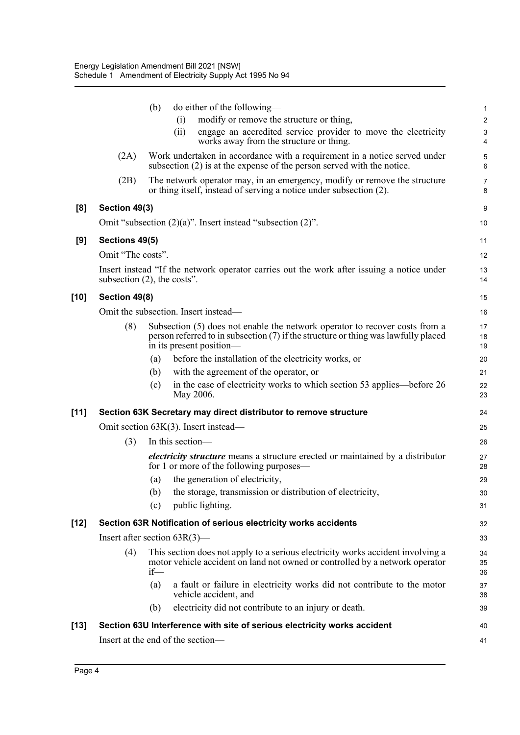(b) do either of the following—

(i) modify or remove the structure or thing,

(ii) engage an accredited service provider to move the electricity works away from the structure or thing.

(2A) Work undertaken in accordance with a requirement in a notice served under subsection (2) is at the expense of the person served with the notice.

(2B) The network operator may, in an emergency, modify or remove the structure or thing itself, instead of serving a notice under subsection (2).

**[8] Section 49(3)**

Omit "subsection (2)(a)". Insert instead "subsection (2)".

**[9] Sections 49(5)**

Omit "The costs".

Insert instead "If the network operator carries out the work after issuing a notice under subsection (2), the costs".

**[10] Section 49(8)**

Omit the subsection. Insert instead—

(8) Subsection (5) does not enable the network operator to recover costs from a person referred to in subsection (7) if the structure or thing was lawfully placed in its present position—

(a) before the installation of the electricity works, or

(b) with the agreement of the operator, or

(c) in the case of electricity works to which section 53 applies—before 26 May 2006.

**[11] Section 63K Secretary may direct distributor to remove structure**

Omit section 63K(3). Insert instead—

(3) In this section—

***electricity structure*** means a structure erected or maintained by a distributor for 1 or more of the following purposes—

(a) the generation of electricity,

(b) the storage, transmission or distribution of electricity,

(c) public lighting.

**[12] Section 63R Notification of serious electricity works accidents**

Insert after section 63R(3)—

(4) This section does not apply to a serious electricity works accident involving a motor vehicle accident on land not owned or controlled by a network operator if—

(a) a fault or failure in electricity works did not contribute to the motor vehicle accident, and

(b) electricity did not contribute to an injury or death.

**[13] Section 63U Interference with site of serious electricity works accident**

Insert at the end of the section—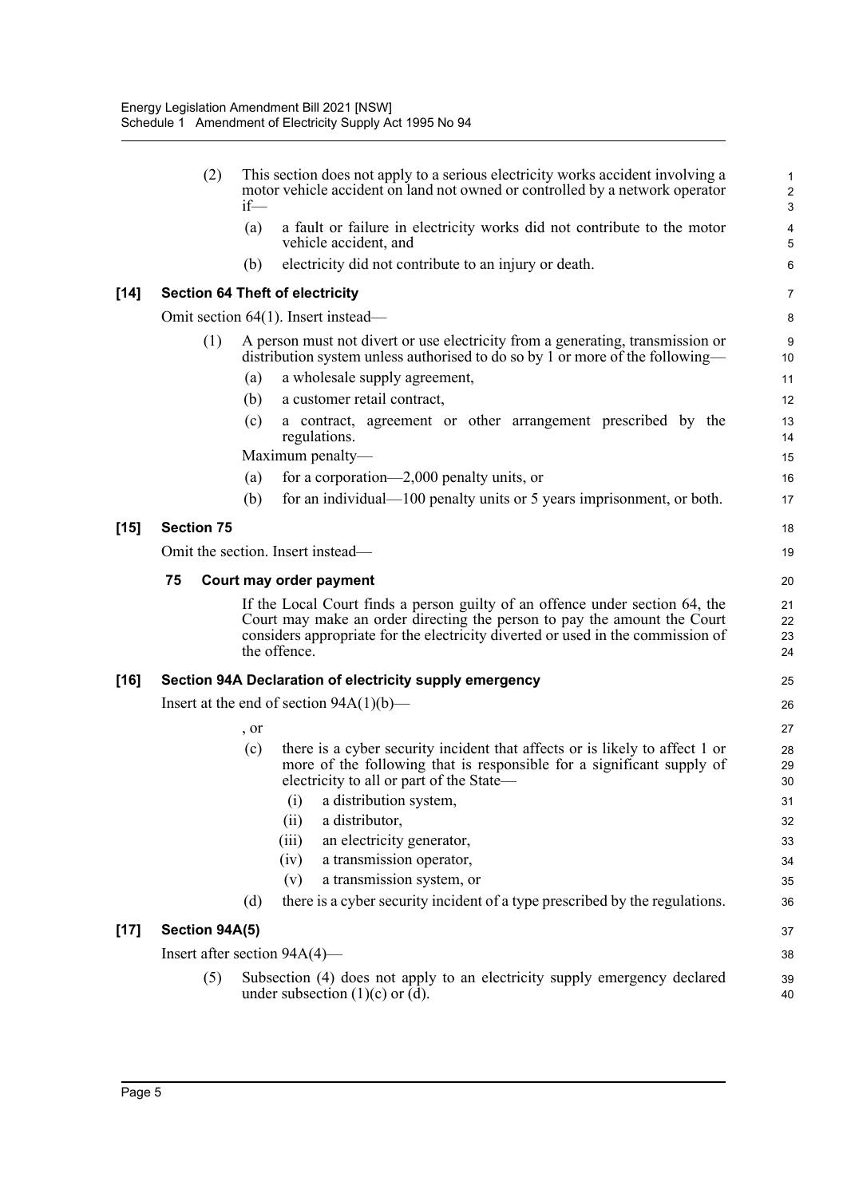(2) This section does not apply to a serious electricity works accident involving a motor vehicle accident on land not owned or controlled by a network operator if—

(a) a fault or failure in electricity works did not contribute to the motor vehicle accident, and

(b) electricity did not contribute to an injury or death.

**[14] Section 64 Theft of electricity**

Omit section 64(1). Insert instead—

(1) A person must not divert or use electricity from a generating, transmission or distribution system unless authorised to do so by 1 or more of the following—

(a) a wholesale supply agreement,

(b) a customer retail contract,

(c) a contract, agreement or other arrangement prescribed by the regulations.

Maximum penalty—

(a) for a corporation—2,000 penalty units, or

(b) for an individual—100 penalty units or 5 years imprisonment, or both.

**[15] Section 75**

Omit the section. Insert instead—

**75 Court may order payment**

If the Local Court finds a person guilty of an offence under section 64, the Court may make an order directing the person to pay the amount the Court considers appropriate for the electricity diverted or used in the commission of the offence.

**[16] Section 94A Declaration of electricity supply emergency**

Insert at the end of section 94A(1)(b)—

, or

(c) there is a cyber security incident that affects or is likely to affect 1 or more of the following that is responsible for a significant supply of electricity to all or part of the State—

(i) a distribution system,

(ii) a distributor,

(iii) an electricity generator,

(iv) a transmission operator,

(v) a transmission system, or

(d) there is a cyber security incident of a type prescribed by the regulations.

**[17] Section 94A(5)**

Insert after section 94A(4)—

(5) Subsection (4) does not apply to an electricity supply emergency declared under subsection (1)(c) or (d).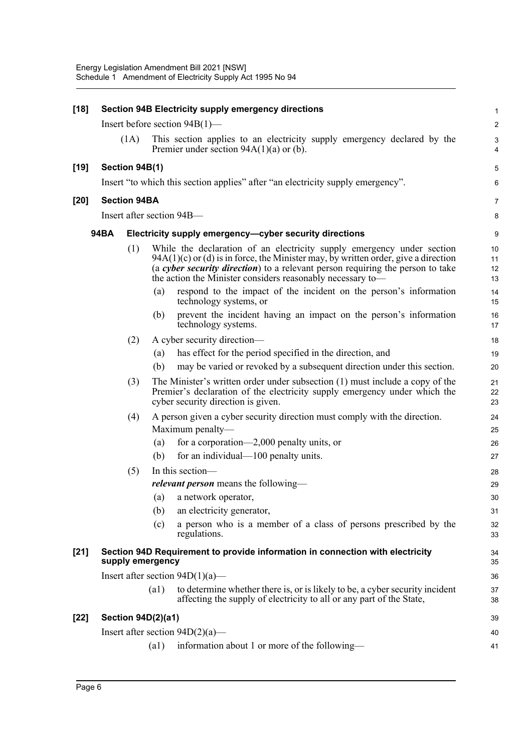**[18] Section 94B Electricity supply emergency directions**

Insert before section 94B(1)—

(1A) This section applies to an electricity supply emergency declared by the Premier under section 94A(1)(a) or (b).

**[19] Section 94B(1)**

Insert "to which this section applies" after "an electricity supply emergency".

**[20] Section 94BA**

Insert after section 94B—

**94BA Electricity supply emergency—cyber security directions**

(1) While the declaration of an electricity supply emergency under section 94A(1)(c) or (d) is in force, the Minister may, by written order, give a direction (a ***cyber security direction***) to a relevant person requiring the person to take the action the Minister considers reasonably necessary to—

(a) respond to the impact of the incident on the person's information technology systems, or

(b) prevent the incident having an impact on the person's information technology systems.

(2) A cyber security direction—

(a) has effect for the period specified in the direction, and

(b) may be varied or revoked by a subsequent direction under this section.

(3) The Minister's written order under subsection (1) must include a copy of the Premier's declaration of the electricity supply emergency under which the cyber security direction is given.

(4) A person given a cyber security direction must comply with the direction.

Maximum penalty—

(a) for a corporation—2,000 penalty units, or

(b) for an individual—100 penalty units.

(5) In this section—

***relevant person*** means the following—

(a) a network operator,

(b) an electricity generator,

(c) a person who is a member of a class of persons prescribed by the regulations.

**[21] Section 94D Requirement to provide information in connection with electricity supply emergency**

Insert after section 94D(1)(a)—

(a1) to determine whether there is, or is likely to be, a cyber security incident affecting the supply of electricity to all or any part of the State,

**[22] Section 94D(2)(a1)**

Insert after section 94D(2)(a)—

(a1) information about 1 or more of the following—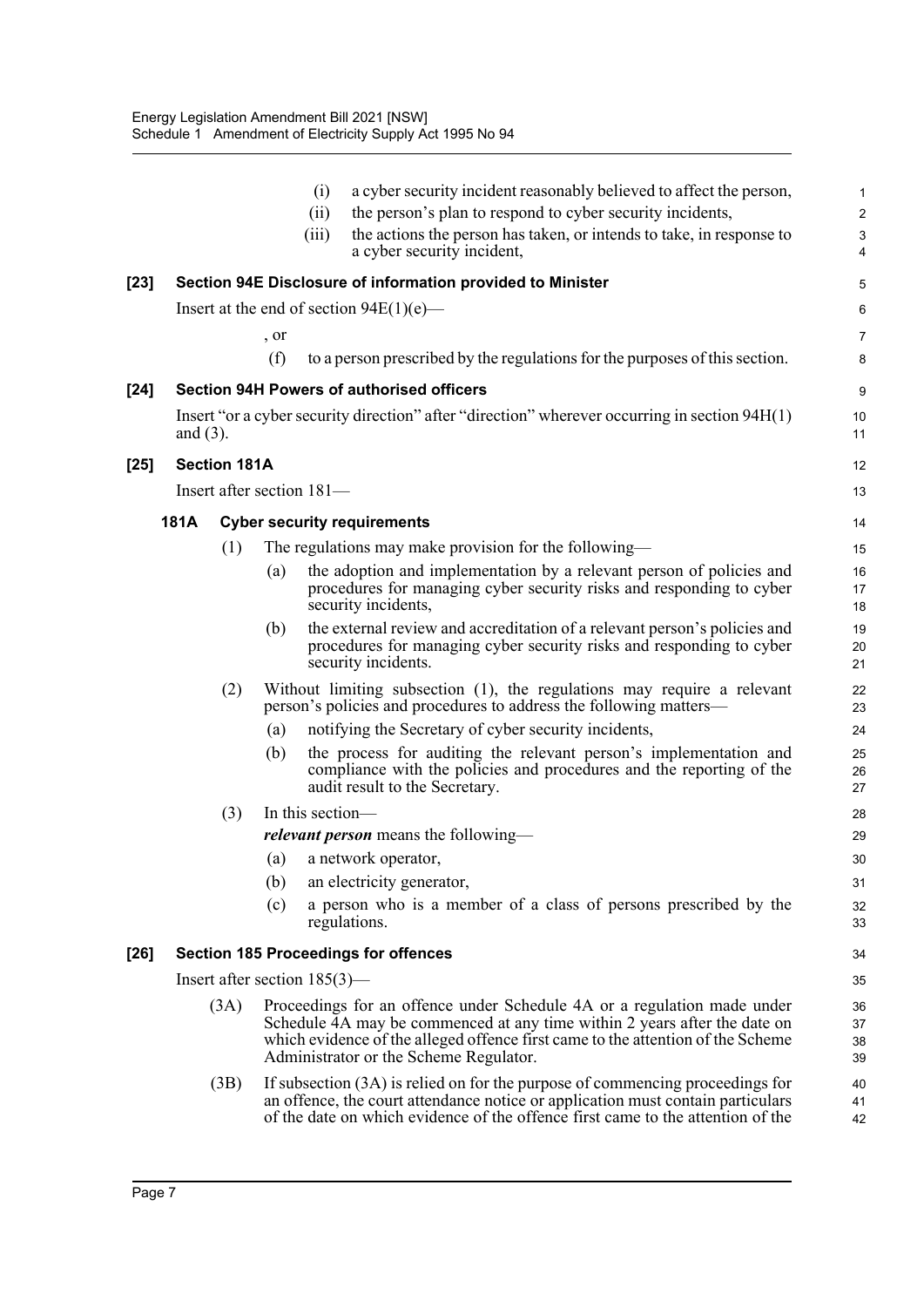(i) a cyber security incident reasonably believed to affect the person,

(ii) the person's plan to respond to cyber security incidents,

(iii) the actions the person has taken, or intends to take, in response to a cyber security incident,

**[23] Section 94E Disclosure of information provided to Minister**

Insert at the end of section 94E(1)(e)—

, or

(f) to a person prescribed by the regulations for the purposes of this section.

**[24] Section 94H Powers of authorised officers**

Insert "or a cyber security direction" after "direction" wherever occurring in section 94H(1) and (3).

**[25] Section 181A**

Insert after section 181—

**181A Cyber security requirements**

(1) The regulations may make provision for the following—

(a) the adoption and implementation by a relevant person of policies and procedures for managing cyber security risks and responding to cyber security incidents,

(b) the external review and accreditation of a relevant person's policies and procedures for managing cyber security risks and responding to cyber security incidents.

(2) Without limiting subsection (1), the regulations may require a relevant person's policies and procedures to address the following matters—

(a) notifying the Secretary of cyber security incidents,

(b) the process for auditing the relevant person's implementation and compliance with the policies and procedures and the reporting of the audit result to the Secretary.

(3) In this section—

***relevant person*** means the following—

(a) a network operator,

(b) an electricity generator,

(c) a person who is a member of a class of persons prescribed by the regulations.

**[26] Section 185 Proceedings for offences**

Insert after section 185(3)—

(3A) Proceedings for an offence under Schedule 4A or a regulation made under Schedule 4A may be commenced at any time within 2 years after the date on which evidence of the alleged offence first came to the attention of the Scheme Administrator or the Scheme Regulator.

(3B) If subsection (3A) is relied on for the purpose of commencing proceedings for an offence, the court attendance notice or application must contain particulars of the date on which evidence of the offence first came to the attention of the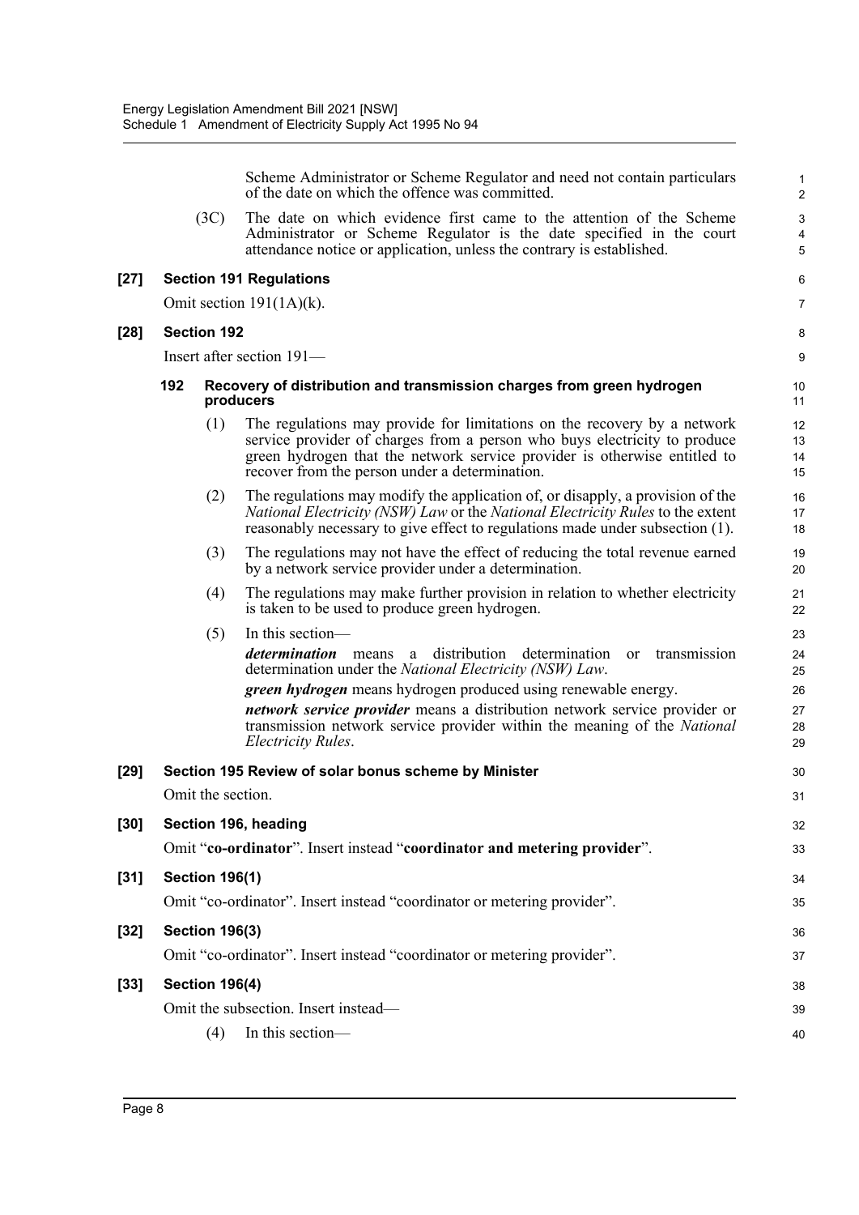Scheme Administrator or Scheme Regulator and need not contain particulars of the date on which the offence was committed.

(3C) The date on which evidence first came to the attention of the Scheme Administrator or Scheme Regulator is the date specified in the court attendance notice or application, unless the contrary is established.

**[27] Section 191 Regulations**

Omit section 191(1A)(k).

**[28] Section 192**

Insert after section 191—

**192 Recovery of distribution and transmission charges from green hydrogen producers**

(1) The regulations may provide for limitations on the recovery by a network service provider of charges from a person who buys electricity to produce green hydrogen that the network service provider is otherwise entitled to recover from the person under a determination.

(2) The regulations may modify the application of, or disapply, a provision of the *National Electricity (NSW) Law* or the *National Electricity Rules* to the extent reasonably necessary to give effect to regulations made under subsection (1).

(3) The regulations may not have the effect of reducing the total revenue earned by a network service provider under a determination.

(4) The regulations may make further provision in relation to whether electricity is taken to be used to produce green hydrogen.

(5) In this section—

***determination*** means a distribution determination or transmission determination under the *National Electricity (NSW) Law*.

***green hydrogen*** means hydrogen produced using renewable energy.

***network service provider*** means a distribution network service provider or transmission network service provider within the meaning of the *National Electricity Rules*.

**[29] Section 195 Review of solar bonus scheme by Minister**

Omit the section.

**[30] Section 196, heading**

Omit "**co-ordinator**". Insert instead "**coordinator and metering provider**".

**[31] Section 196(1)**

Omit "co-ordinator". Insert instead "coordinator or metering provider".

**[32] Section 196(3)**

Omit "co-ordinator". Insert instead "coordinator or metering provider".

**[33] Section 196(4)**

Omit the subsection. Insert instead—

(4) In this section—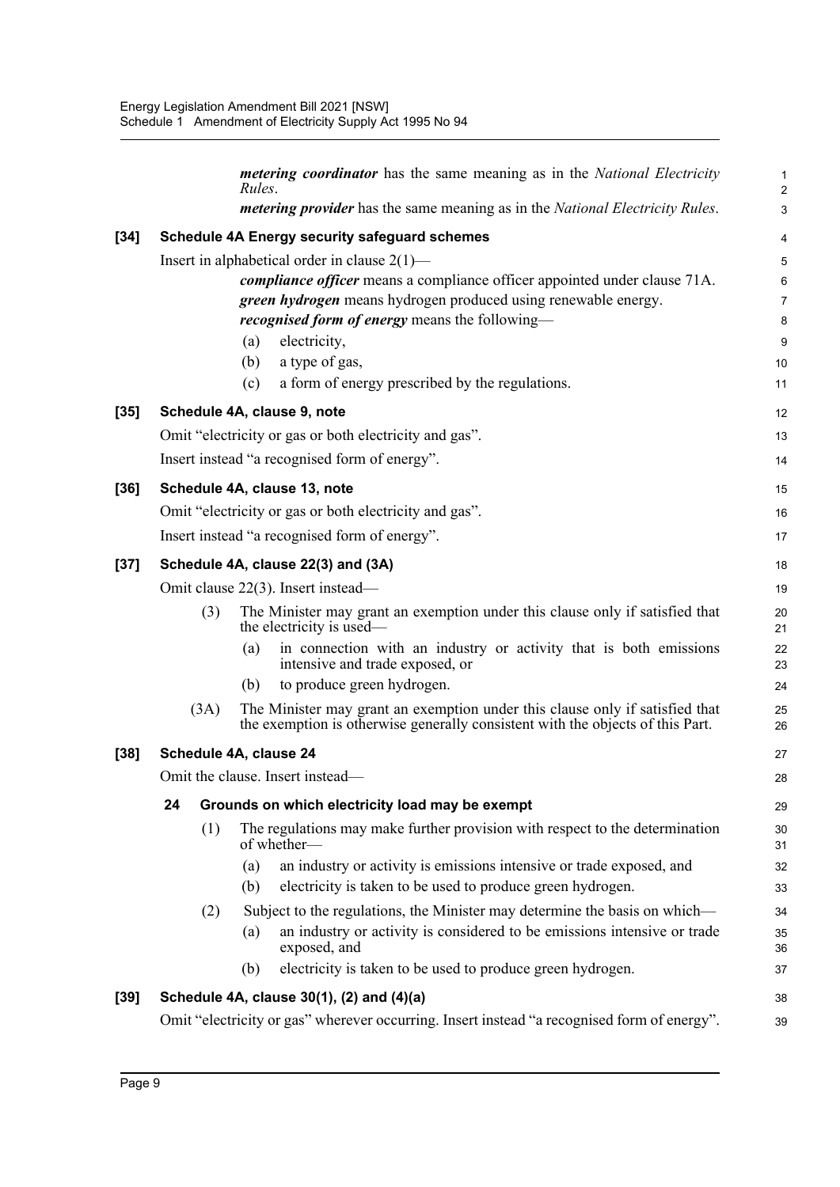***metering coordinator*** has the same meaning as in the *National Electricity Rules*.

***metering provider*** has the same meaning as in the *National Electricity Rules*.

**[34] Schedule 4A Energy security safeguard schemes**

Insert in alphabetical order in clause 2(1)—

***compliance officer*** means a compliance officer appointed under clause 71A.

***green hydrogen*** means hydrogen produced using renewable energy.

***recognised form of energy*** means the following—

(a) electricity,

(b) a type of gas,

(c) a form of energy prescribed by the regulations.

**[35] Schedule 4A, clause 9, note**

Omit "electricity or gas or both electricity and gas".

Insert instead "a recognised form of energy".

**[36] Schedule 4A, clause 13, note**

Omit "electricity or gas or both electricity and gas".

Insert instead "a recognised form of energy".

**[37] Schedule 4A, clause 22(3) and (3A)**

Omit clause 22(3). Insert instead—

(3) The Minister may grant an exemption under this clause only if satisfied that the electricity is used—

(a) in connection with an industry or activity that is both emissions intensive and trade exposed, or

(b) to produce green hydrogen.

(3A) The Minister may grant an exemption under this clause only if satisfied that the exemption is otherwise generally consistent with the objects of this Part.

**[38] Schedule 4A, clause 24**

Omit the clause. Insert instead—

**24 Grounds on which electricity load may be exempt**

(1) The regulations may make further provision with respect to the determination of whether—

(a) an industry or activity is emissions intensive or trade exposed, and

(b) electricity is taken to be used to produce green hydrogen.

(2) Subject to the regulations, the Minister may determine the basis on which—

(a) an industry or activity is considered to be emissions intensive or trade exposed, and

(b) electricity is taken to be used to produce green hydrogen.

**[39] Schedule 4A, clause 30(1), (2) and (4)(a)**

Omit "electricity or gas" wherever occurring. Insert instead "a recognised form of energy".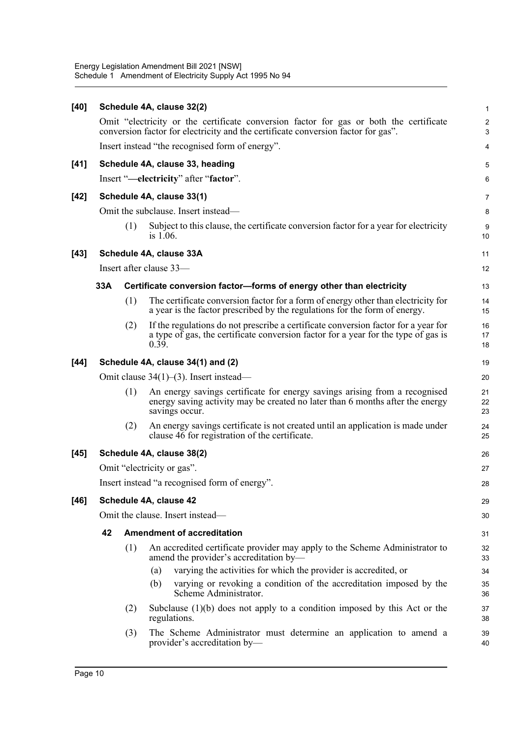**[40] Schedule 4A, clause 32(2)**

Omit "electricity or the certificate conversion factor for gas or both the certificate conversion factor for electricity and the certificate conversion factor for gas".

Insert instead "the recognised form of energy".

**[41] Schedule 4A, clause 33, heading**

Insert "**—electricity**" after "**factor**".

**[42] Schedule 4A, clause 33(1)**

Omit the subclause. Insert instead—

(1) Subject to this clause, the certificate conversion factor for a year for electricity is 1.06.

**[43] Schedule 4A, clause 33A**

Insert after clause 33—

**33A Certificate conversion factor—forms of energy other than electricity**

(1) The certificate conversion factor for a form of energy other than electricity for a year is the factor prescribed by the regulations for the form of energy.

(2) If the regulations do not prescribe a certificate conversion factor for a year for a type of gas, the certificate conversion factor for a year for the type of gas is 0.39.

**[44] Schedule 4A, clause 34(1) and (2)**

Omit clause 34(1)–(3). Insert instead—

(1) An energy savings certificate for energy savings arising from a recognised energy saving activity may be created no later than 6 months after the energy savings occur.

(2) An energy savings certificate is not created until an application is made under clause 46 for registration of the certificate.

**[45] Schedule 4A, clause 38(2)**

Omit "electricity or gas".

Insert instead "a recognised form of energy".

**[46] Schedule 4A, clause 42**

Omit the clause. Insert instead—

**42 Amendment of accreditation**

(1) An accredited certificate provider may apply to the Scheme Administrator to amend the provider's accreditation by—

(a) varying the activities for which the provider is accredited, or

(b) varying or revoking a condition of the accreditation imposed by the Scheme Administrator.

(2) Subclause (1)(b) does not apply to a condition imposed by this Act or the regulations.

(3) The Scheme Administrator must determine an application to amend a provider's accreditation by—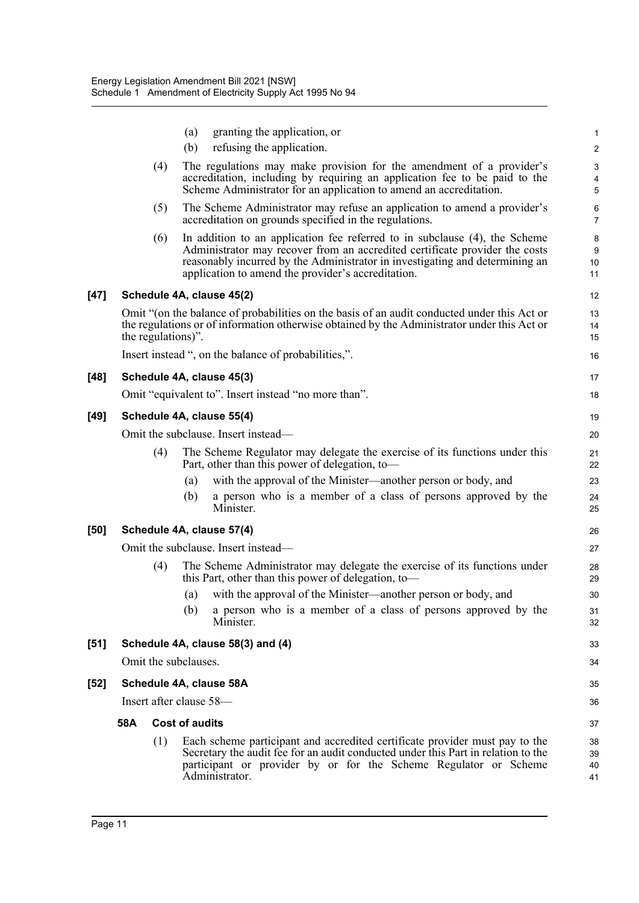(a) granting the application, or

(b) refusing the application.

(4) The regulations may make provision for the amendment of a provider's accreditation, including by requiring an application fee to be paid to the Scheme Administrator for an application to amend an accreditation.

(5) The Scheme Administrator may refuse an application to amend a provider's accreditation on grounds specified in the regulations.

(6) In addition to an application fee referred to in subclause (4), the Scheme Administrator may recover from an accredited certificate provider the costs reasonably incurred by the Administrator in investigating and determining an application to amend the provider's accreditation.

### [47] Schedule 4A, clause 45(2)

Omit "(on the balance of probabilities on the basis of an audit conducted under this Act or the regulations or of information otherwise obtained by the Administrator under this Act or the regulations)".

Insert instead ", on the balance of probabilities,".

### [48] Schedule 4A, clause 45(3)

Omit "equivalent to". Insert instead "no more than".

### [49] Schedule 4A, clause 55(4)

Omit the subclause. Insert instead—

(4) The Scheme Regulator may delegate the exercise of its functions under this Part, other than this power of delegation, to—

(a) with the approval of the Minister—another person or body, and

(b) a person who is a member of a class of persons approved by the Minister.

### [50] Schedule 4A, clause 57(4)

Omit the subclause. Insert instead—

(4) The Scheme Administrator may delegate the exercise of its functions under this Part, other than this power of delegation, to—

(a) with the approval of the Minister—another person or body, and

(b) a person who is a member of a class of persons approved by the Minister.

### [51] Schedule 4A, clause 58(3) and (4)

Omit the subclauses.

### [52] Schedule 4A, clause 58A

Insert after clause 58—

**58A Cost of audits**

(1) Each scheme participant and accredited certificate provider must pay to the Secretary the audit fee for an audit conducted under this Part in relation to the participant or provider by or for the Scheme Regulator or Scheme Administrator.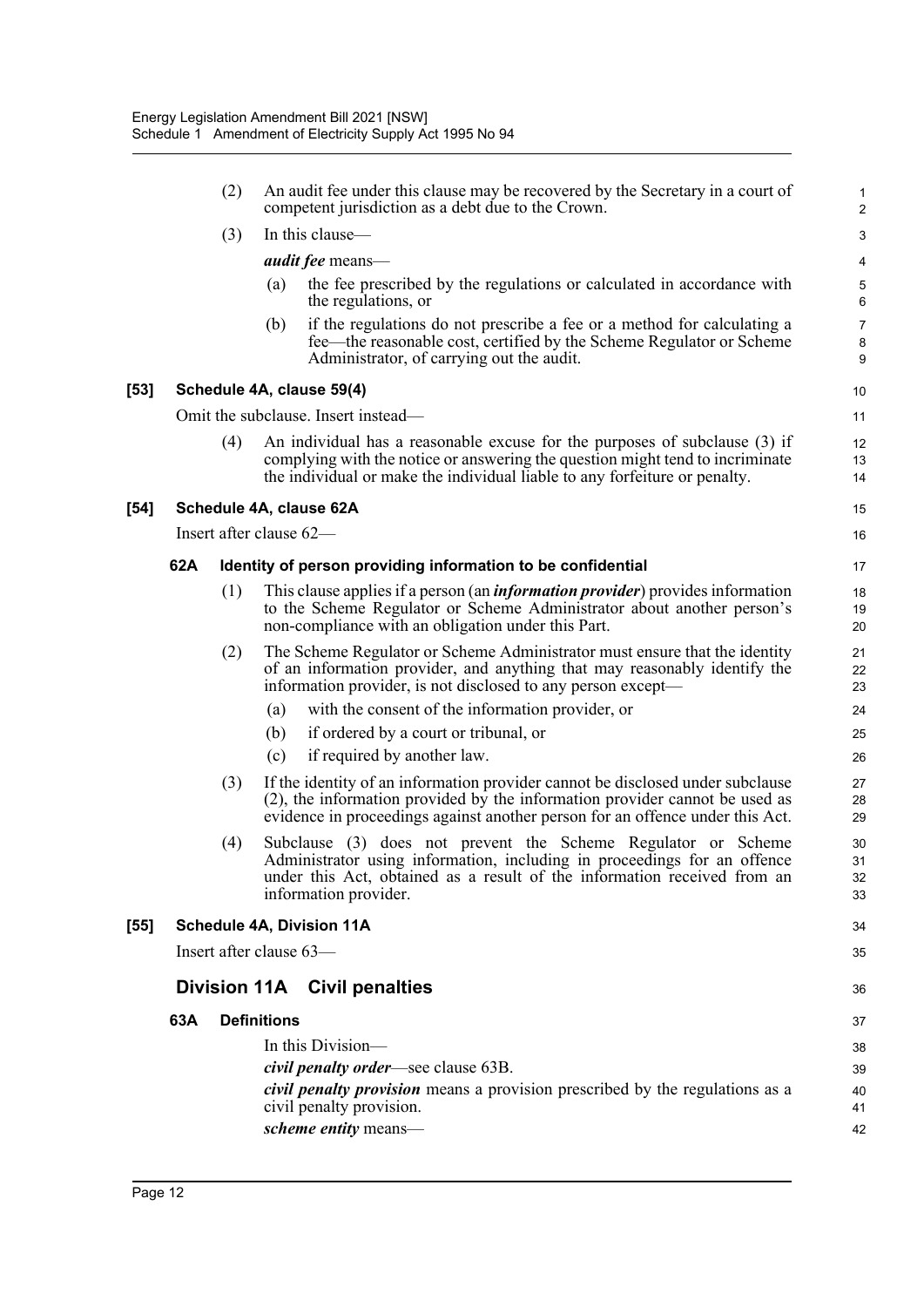(2) An audit fee under this clause may be recovered by the Secretary in a court of competent jurisdiction as a debt due to the Crown.

(3) In this clause—

***audit fee*** means—

(a) the fee prescribed by the regulations or calculated in accordance with the regulations, or

(b) if the regulations do not prescribe a fee or a method for calculating a fee—the reasonable cost, certified by the Scheme Regulator or Scheme Administrator, of carrying out the audit.

### [53] Schedule 4A, clause 59(4)

Omit the subclause. Insert instead—

(4) An individual has a reasonable excuse for the purposes of subclause (3) if complying with the notice or answering the question might tend to incriminate the individual or make the individual liable to any forfeiture or penalty.

### [54] Schedule 4A, clause 62A

Insert after clause 62—

#### 62A Identity of person providing information to be confidential

(1) This clause applies if a person (an ***information provider***) provides information to the Scheme Regulator or Scheme Administrator about another person's non-compliance with an obligation under this Part.

(2) The Scheme Regulator or Scheme Administrator must ensure that the identity of an information provider, and anything that may reasonably identify the information provider, is not disclosed to any person except—

(a) with the consent of the information provider, or

(b) if ordered by a court or tribunal, or

(c) if required by another law.

(3) If the identity of an information provider cannot be disclosed under subclause (2), the information provided by the information provider cannot be used as evidence in proceedings against another person for an offence under this Act.

(4) Subclause (3) does not prevent the Scheme Regulator or Scheme Administrator using information, including in proceedings for an offence under this Act, obtained as a result of the information received from an information provider.

### [55] Schedule 4A, Division 11A

Insert after clause 63—

## Division 11A Civil penalties

#### 63A Definitions

In this Division—

***civil penalty order***—see clause 63B.

***civil penalty provision*** means a provision prescribed by the regulations as a civil penalty provision.

***scheme entity*** means—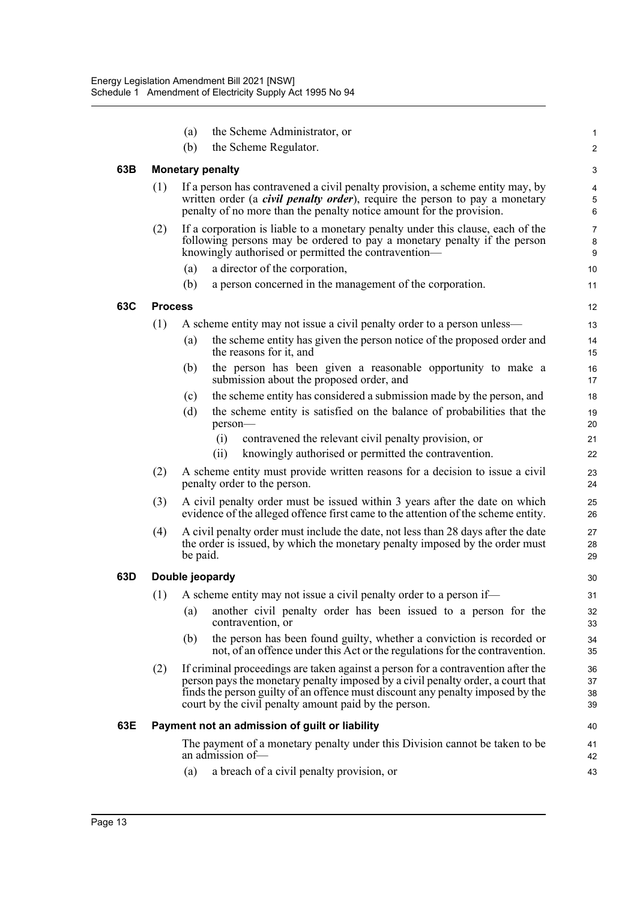(a) the Scheme Administrator, or

(b) the Scheme Regulator.

### 63B Monetary penalty

(1) If a person has contravened a civil penalty provision, a scheme entity may, by written order (a ***civil penalty order***), require the person to pay a monetary penalty of no more than the penalty notice amount for the provision.

(2) If a corporation is liable to a monetary penalty under this clause, each of the following persons may be ordered to pay a monetary penalty if the person knowingly authorised or permitted the contravention—

(a) a director of the corporation,

(b) a person concerned in the management of the corporation.

### 63C Process

(1) A scheme entity may not issue a civil penalty order to a person unless—

(a) the scheme entity has given the person notice of the proposed order and the reasons for it, and

(b) the person has been given a reasonable opportunity to make a submission about the proposed order, and

(c) the scheme entity has considered a submission made by the person, and

(d) the scheme entity is satisfied on the balance of probabilities that the person—

(i) contravened the relevant civil penalty provision, or

(ii) knowingly authorised or permitted the contravention.

(2) A scheme entity must provide written reasons for a decision to issue a civil penalty order to the person.

(3) A civil penalty order must be issued within 3 years after the date on which evidence of the alleged offence first came to the attention of the scheme entity.

(4) A civil penalty order must include the date, not less than 28 days after the date the order is issued, by which the monetary penalty imposed by the order must be paid.

### 63D Double jeopardy

(1) A scheme entity may not issue a civil penalty order to a person if—

(a) another civil penalty order has been issued to a person for the contravention, or

(b) the person has been found guilty, whether a conviction is recorded or not, of an offence under this Act or the regulations for the contravention.

(2) If criminal proceedings are taken against a person for a contravention after the person pays the monetary penalty imposed by a civil penalty order, a court that finds the person guilty of an offence must discount any penalty imposed by the court by the civil penalty amount paid by the person.

### 63E Payment not an admission of guilt or liability

The payment of a monetary penalty under this Division cannot be taken to be an admission of—

(a) a breach of a civil penalty provision, or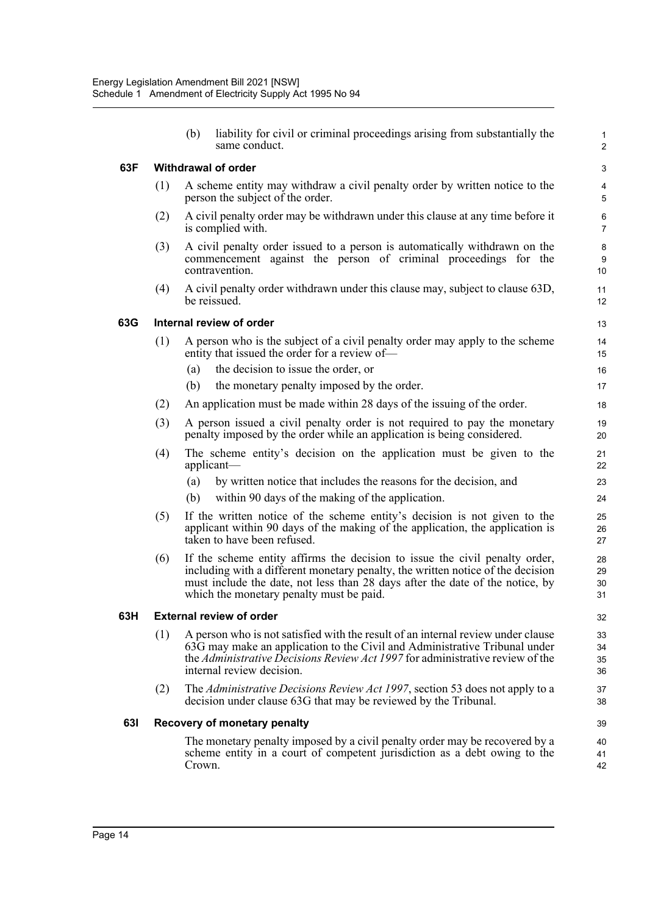(b) liability for civil or criminal proceedings arising from substantially the same conduct.

### 63F Withdrawal of order

(1) A scheme entity may withdraw a civil penalty order by written notice to the person the subject of the order.

(2) A civil penalty order may be withdrawn under this clause at any time before it is complied with.

(3) A civil penalty order issued to a person is automatically withdrawn on the commencement against the person of criminal proceedings for the contravention.

(4) A civil penalty order withdrawn under this clause may, subject to clause 63D, be reissued.

### 63G Internal review of order

(1) A person who is the subject of a civil penalty order may apply to the scheme entity that issued the order for a review of—

(a) the decision to issue the order, or

(b) the monetary penalty imposed by the order.

(2) An application must be made within 28 days of the issuing of the order.

(3) A person issued a civil penalty order is not required to pay the monetary penalty imposed by the order while an application is being considered.

(4) The scheme entity's decision on the application must be given to the applicant—

(a) by written notice that includes the reasons for the decision, and

(b) within 90 days of the making of the application.

(5) If the written notice of the scheme entity's decision is not given to the applicant within 90 days of the making of the application, the application is taken to have been refused.

(6) If the scheme entity affirms the decision to issue the civil penalty order, including with a different monetary penalty, the written notice of the decision must include the date, not less than 28 days after the date of the notice, by which the monetary penalty must be paid.

### 63H External review of order

(1) A person who is not satisfied with the result of an internal review under clause 63G may make an application to the Civil and Administrative Tribunal under the *Administrative Decisions Review Act 1997* for administrative review of the internal review decision.

(2) The *Administrative Decisions Review Act 1997*, section 53 does not apply to a decision under clause 63G that may be reviewed by the Tribunal.

### 63I Recovery of monetary penalty

The monetary penalty imposed by a civil penalty order may be recovered by a scheme entity in a court of competent jurisdiction as a debt owing to the Crown.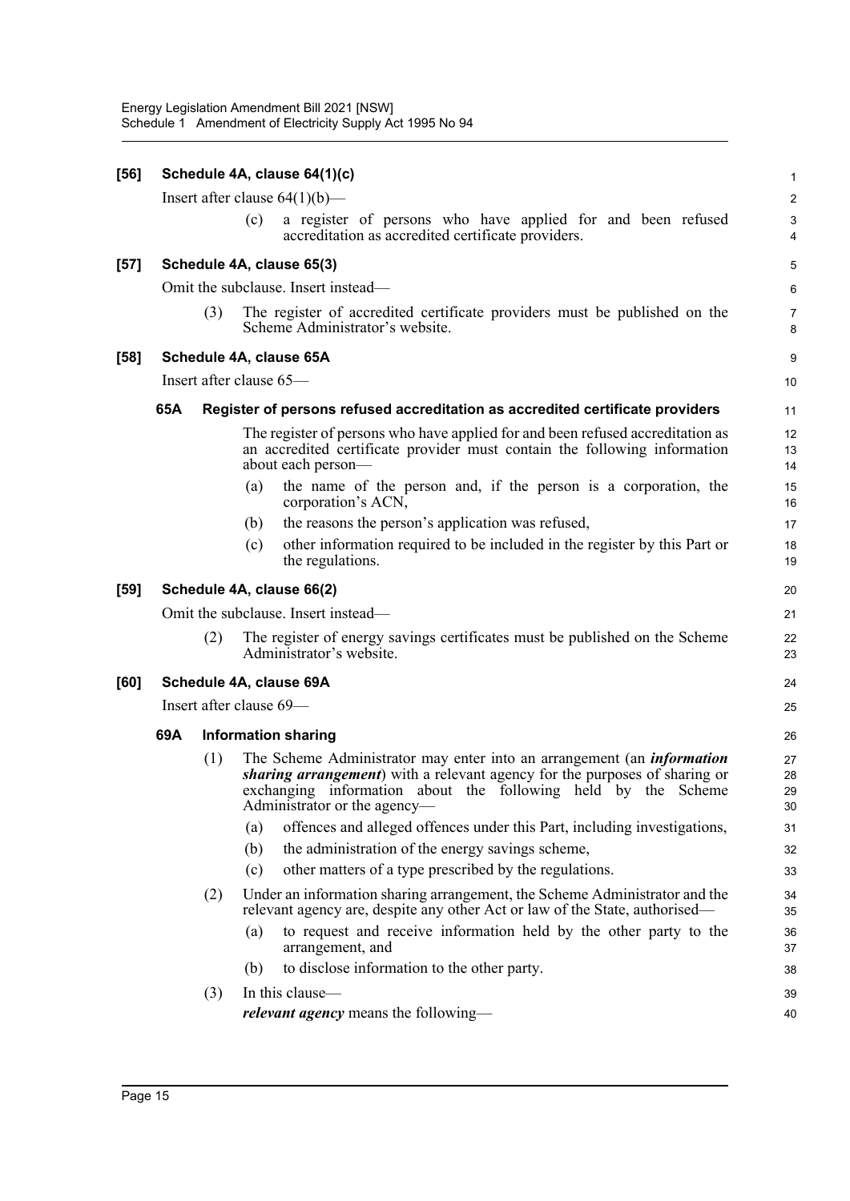**[56] Schedule 4A, clause 64(1)(c)**

Insert after clause 64(1)(b)—

(c) a register of persons who have applied for and been refused accreditation as accredited certificate providers.

**[57] Schedule 4A, clause 65(3)**

Omit the subclause. Insert instead—

(3) The register of accredited certificate providers must be published on the Scheme Administrator's website.

**[58] Schedule 4A, clause 65A**

Insert after clause 65—

**65A Register of persons refused accreditation as accredited certificate providers**

The register of persons who have applied for and been refused accreditation as an accredited certificate provider must contain the following information about each person—

(a) the name of the person and, if the person is a corporation, the corporation's ACN,

(b) the reasons the person's application was refused,

(c) other information required to be included in the register by this Part or the regulations.

**[59] Schedule 4A, clause 66(2)**

Omit the subclause. Insert instead—

(2) The register of energy savings certificates must be published on the Scheme Administrator's website.

**[60] Schedule 4A, clause 69A**

Insert after clause 69—

**69A Information sharing**

(1) The Scheme Administrator may enter into an arrangement (an ***information sharing arrangement***) with a relevant agency for the purposes of sharing or exchanging information about the following held by the Scheme Administrator or the agency—

(a) offences and alleged offences under this Part, including investigations,

(b) the administration of the energy savings scheme,

(c) other matters of a type prescribed by the regulations.

(2) Under an information sharing arrangement, the Scheme Administrator and the relevant agency are, despite any other Act or law of the State, authorised—

(a) to request and receive information held by the other party to the arrangement, and

(b) to disclose information to the other party.

(3) In this clause—

***relevant agency*** means the following—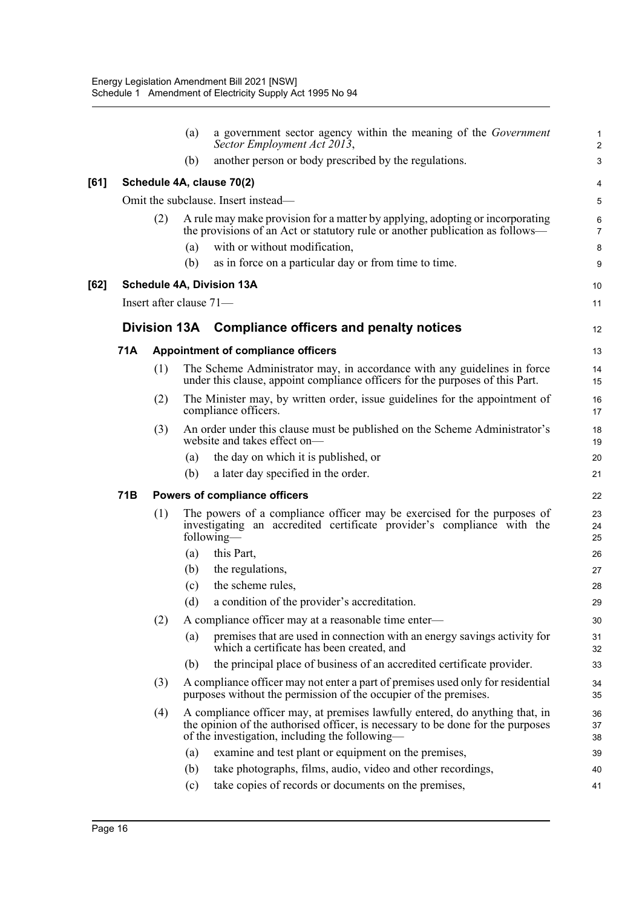(a) a government sector agency within the meaning of the *Government Sector Employment Act 2013*,

(b) another person or body prescribed by the regulations.

**[61] Schedule 4A, clause 70(2)**

Omit the subclause. Insert instead—

(2) A rule may make provision for a matter by applying, adopting or incorporating the provisions of an Act or statutory rule or another publication as follows—

(a) with or without modification,

(b) as in force on a particular day or from time to time.

**[62] Schedule 4A, Division 13A**

Insert after clause 71—

## Division 13A Compliance officers and penalty notices

### 71A Appointment of compliance officers

(1) The Scheme Administrator may, in accordance with any guidelines in force under this clause, appoint compliance officers for the purposes of this Part.

(2) The Minister may, by written order, issue guidelines for the appointment of compliance officers.

(3) An order under this clause must be published on the Scheme Administrator's website and takes effect on—

(a) the day on which it is published, or

(b) a later day specified in the order.

### 71B Powers of compliance officers

(1) The powers of a compliance officer may be exercised for the purposes of investigating an accredited certificate provider's compliance with the following—

(a) this Part,

(b) the regulations,

(c) the scheme rules,

(d) a condition of the provider's accreditation.

(2) A compliance officer may at a reasonable time enter—

(a) premises that are used in connection with an energy savings activity for which a certificate has been created, and

(b) the principal place of business of an accredited certificate provider.

(3) A compliance officer may not enter a part of premises used only for residential purposes without the permission of the occupier of the premises.

(4) A compliance officer may, at premises lawfully entered, do anything that, in the opinion of the authorised officer, is necessary to be done for the purposes of the investigation, including the following—

(a) examine and test plant or equipment on the premises,

(b) take photographs, films, audio, video and other recordings,

(c) take copies of records or documents on the premises,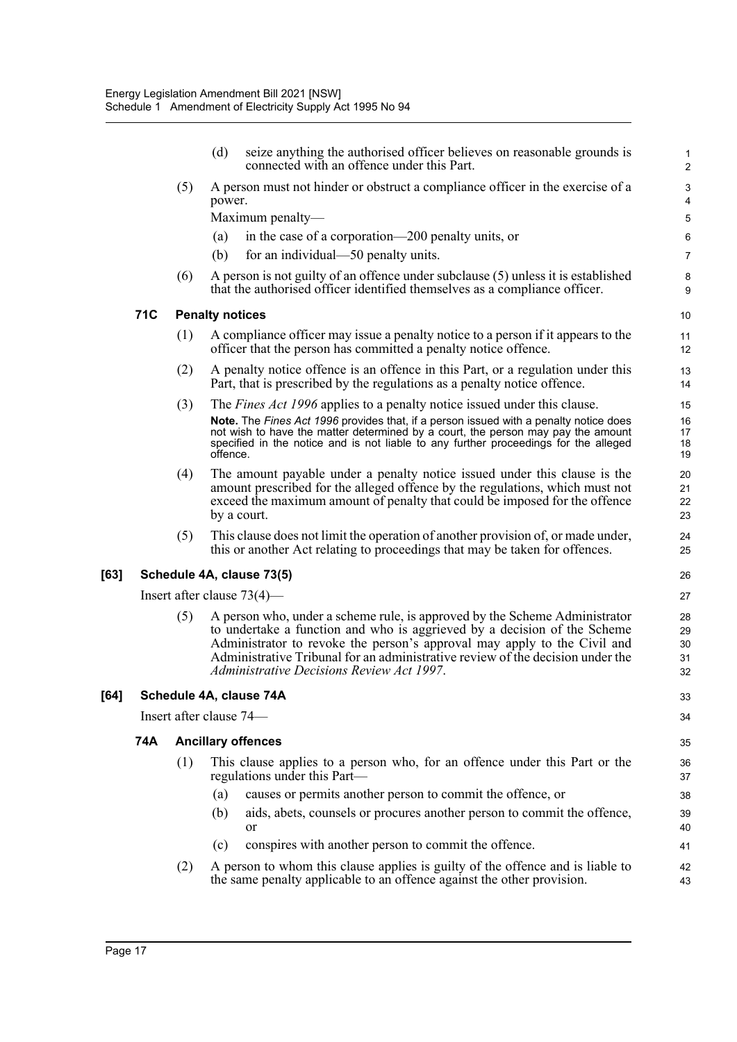(d) seize anything the authorised officer believes on reasonable grounds is connected with an offence under this Part.

(5) A person must not hinder or obstruct a compliance officer in the exercise of a power.

Maximum penalty—

(a) in the case of a corporation—200 penalty units, or

(b) for an individual—50 penalty units.

(6) A person is not guilty of an offence under subclause (5) unless it is established that the authorised officer identified themselves as a compliance officer.

### 71C Penalty notices

(1) A compliance officer may issue a penalty notice to a person if it appears to the officer that the person has committed a penalty notice offence.

(2) A penalty notice offence is an offence in this Part, or a regulation under this Part, that is prescribed by the regulations as a penalty notice offence.

(3) The *Fines Act 1996* applies to a penalty notice issued under this clause.

**Note.** The *Fines Act 1996* provides that, if a person issued with a penalty notice does not wish to have the matter determined by a court, the person may pay the amount specified in the notice and is not liable to any further proceedings for the alleged offence.

(4) The amount payable under a penalty notice issued under this clause is the amount prescribed for the alleged offence by the regulations, which must not exceed the maximum amount of penalty that could be imposed for the offence by a court.

(5) This clause does not limit the operation of another provision of, or made under, this or another Act relating to proceedings that may be taken for offences.

## [63] Schedule 4A, clause 73(5)

Insert after clause 73(4)—

(5) A person who, under a scheme rule, is approved by the Scheme Administrator to undertake a function and who is aggrieved by a decision of the Scheme Administrator to revoke the person's approval may apply to the Civil and Administrative Tribunal for an administrative review of the decision under the *Administrative Decisions Review Act 1997*.

## [64] Schedule 4A, clause 74A

Insert after clause 74—

### 74A Ancillary offences

(1) This clause applies to a person who, for an offence under this Part or the regulations under this Part—

(a) causes or permits another person to commit the offence, or

(b) aids, abets, counsels or procures another person to commit the offence, or

(c) conspires with another person to commit the offence.

(2) A person to whom this clause applies is guilty of the offence and is liable to the same penalty applicable to an offence against the other provision.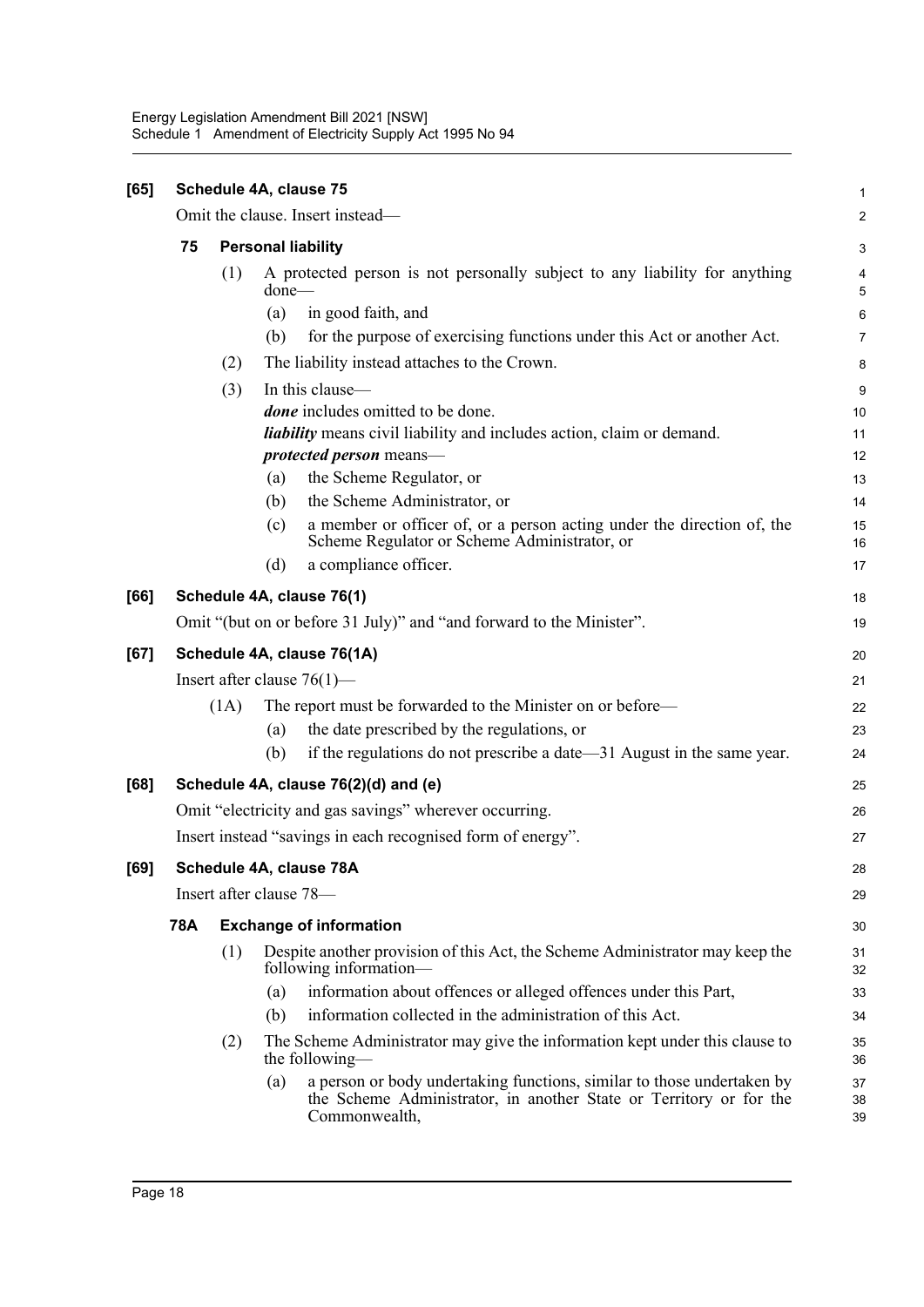**[65] Schedule 4A, clause 75**

Omit the clause. Insert instead—

**75 Personal liability**

(1) A protected person is not personally subject to any liability for anything done—

(a) in good faith, and

(b) for the purpose of exercising functions under this Act or another Act.

(2) The liability instead attaches to the Crown.

(3) In this clause—

***done*** includes omitted to be done.

***liability*** means civil liability and includes action, claim or demand.

***protected person*** means—

(a) the Scheme Regulator, or

(b) the Scheme Administrator, or

(c) a member or officer of, or a person acting under the direction of, the Scheme Regulator or Scheme Administrator, or

(d) a compliance officer.

**[66] Schedule 4A, clause 76(1)**

Omit "(but on or before 31 July)" and "and forward to the Minister".

**[67] Schedule 4A, clause 76(1A)**

Insert after clause 76(1)—

(1A) The report must be forwarded to the Minister on or before—

(a) the date prescribed by the regulations, or

(b) if the regulations do not prescribe a date—31 August in the same year.

**[68] Schedule 4A, clause 76(2)(d) and (e)**

Omit "electricity and gas savings" wherever occurring.

Insert instead "savings in each recognised form of energy".

**[69] Schedule 4A, clause 78A**

Insert after clause 78—

**78A Exchange of information**

(1) Despite another provision of this Act, the Scheme Administrator may keep the following information—

(a) information about offences or alleged offences under this Part,

(b) information collected in the administration of this Act.

(2) The Scheme Administrator may give the information kept under this clause to the following—

(a) a person or body undertaking functions, similar to those undertaken by the Scheme Administrator, in another State or Territory or for the Commonwealth,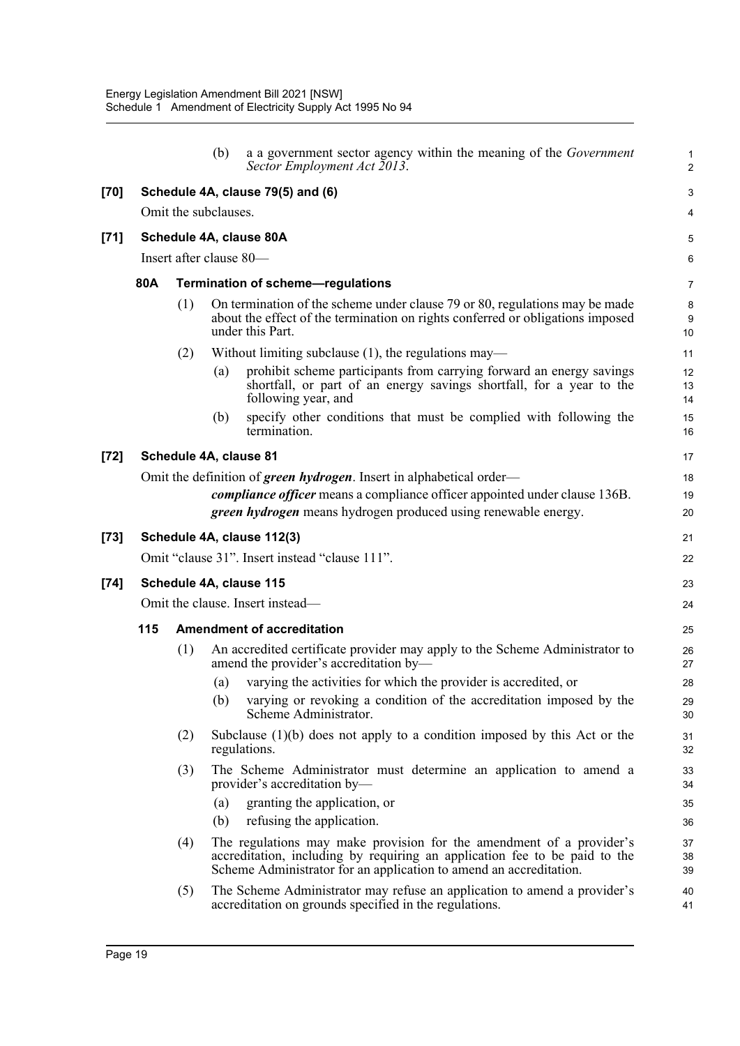(b) a a government sector agency within the meaning of the *Government Sector Employment Act 2013*.

**[70] Schedule 4A, clause 79(5) and (6)**

Omit the subclauses.

**[71] Schedule 4A, clause 80A**

Insert after clause 80—

**80A Termination of scheme—regulations**

(1) On termination of the scheme under clause 79 or 80, regulations may be made about the effect of the termination on rights conferred or obligations imposed under this Part.

(2) Without limiting subclause (1), the regulations may—

(a) prohibit scheme participants from carrying forward an energy savings shortfall, or part of an energy savings shortfall, for a year to the following year, and

(b) specify other conditions that must be complied with following the termination.

**[72] Schedule 4A, clause 81**

Omit the definition of ***green hydrogen***. Insert in alphabetical order—

***compliance officer*** means a compliance officer appointed under clause 136B.

***green hydrogen*** means hydrogen produced using renewable energy.

**[73] Schedule 4A, clause 112(3)**

Omit "clause 31". Insert instead "clause 111".

**[74] Schedule 4A, clause 115**

Omit the clause. Insert instead—

**115 Amendment of accreditation**

(1) An accredited certificate provider may apply to the Scheme Administrator to amend the provider's accreditation by—

(a) varying the activities for which the provider is accredited, or

(b) varying or revoking a condition of the accreditation imposed by the Scheme Administrator.

(2) Subclause (1)(b) does not apply to a condition imposed by this Act or the regulations.

(3) The Scheme Administrator must determine an application to amend a provider's accreditation by—

(a) granting the application, or

(b) refusing the application.

(4) The regulations may make provision for the amendment of a provider's accreditation, including by requiring an application fee to be paid to the Scheme Administrator for an application to amend an accreditation.

(5) The Scheme Administrator may refuse an application to amend a provider's accreditation on grounds specified in the regulations.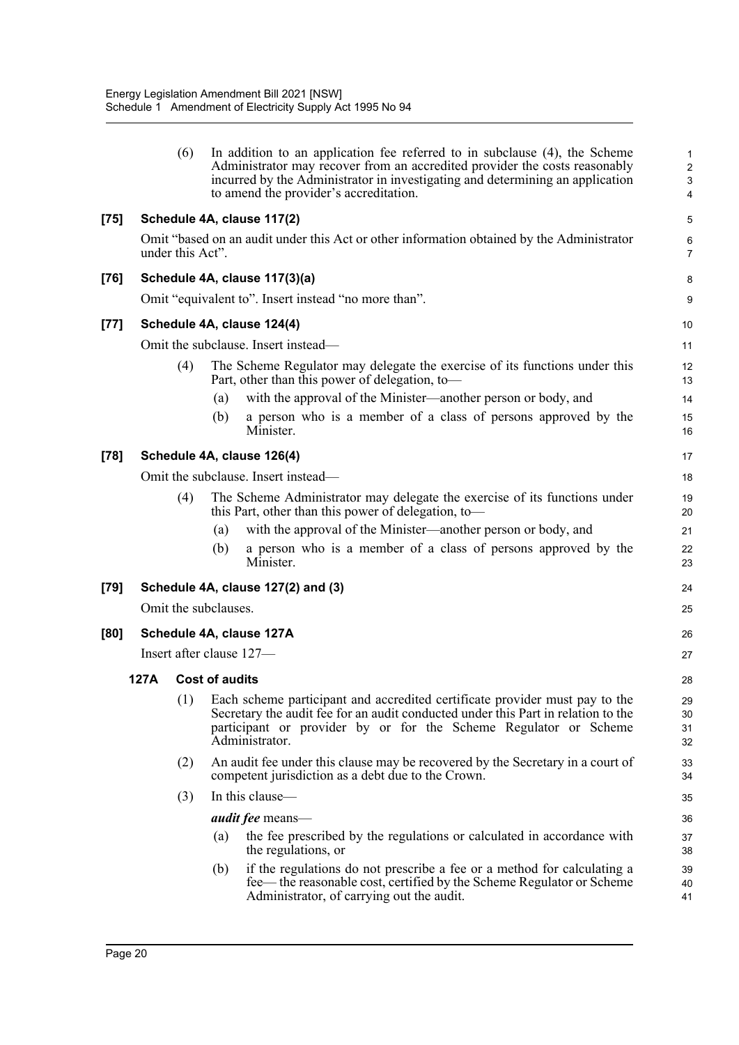(6) In addition to an application fee referred to in subclause (4), the Scheme Administrator may recover from an accredited provider the costs reasonably incurred by the Administrator in investigating and determining an application to amend the provider's accreditation.

**[75] Schedule 4A, clause 117(2)**

Omit "based on an audit under this Act or other information obtained by the Administrator under this Act".

**[76] Schedule 4A, clause 117(3)(a)**

Omit "equivalent to". Insert instead "no more than".

**[77] Schedule 4A, clause 124(4)**

Omit the subclause. Insert instead—

(4) The Scheme Regulator may delegate the exercise of its functions under this Part, other than this power of delegation, to—

(a) with the approval of the Minister—another person or body, and

(b) a person who is a member of a class of persons approved by the Minister.

**[78] Schedule 4A, clause 126(4)**

Omit the subclause. Insert instead—

(4) The Scheme Administrator may delegate the exercise of its functions under this Part, other than this power of delegation, to—

(a) with the approval of the Minister—another person or body, and

(b) a person who is a member of a class of persons approved by the Minister.

**[79] Schedule 4A, clause 127(2) and (3)**

Omit the subclauses.

**[80] Schedule 4A, clause 127A**

Insert after clause 127—

**127A Cost of audits**

(1) Each scheme participant and accredited certificate provider must pay to the Secretary the audit fee for an audit conducted under this Part in relation to the participant or provider by or for the Scheme Regulator or Scheme Administrator.

(2) An audit fee under this clause may be recovered by the Secretary in a court of competent jurisdiction as a debt due to the Crown.

(3) In this clause—

***audit fee*** means—

(a) the fee prescribed by the regulations or calculated in accordance with the regulations, or

(b) if the regulations do not prescribe a fee or a method for calculating a fee— the reasonable cost, certified by the Scheme Regulator or Scheme Administrator, of carrying out the audit.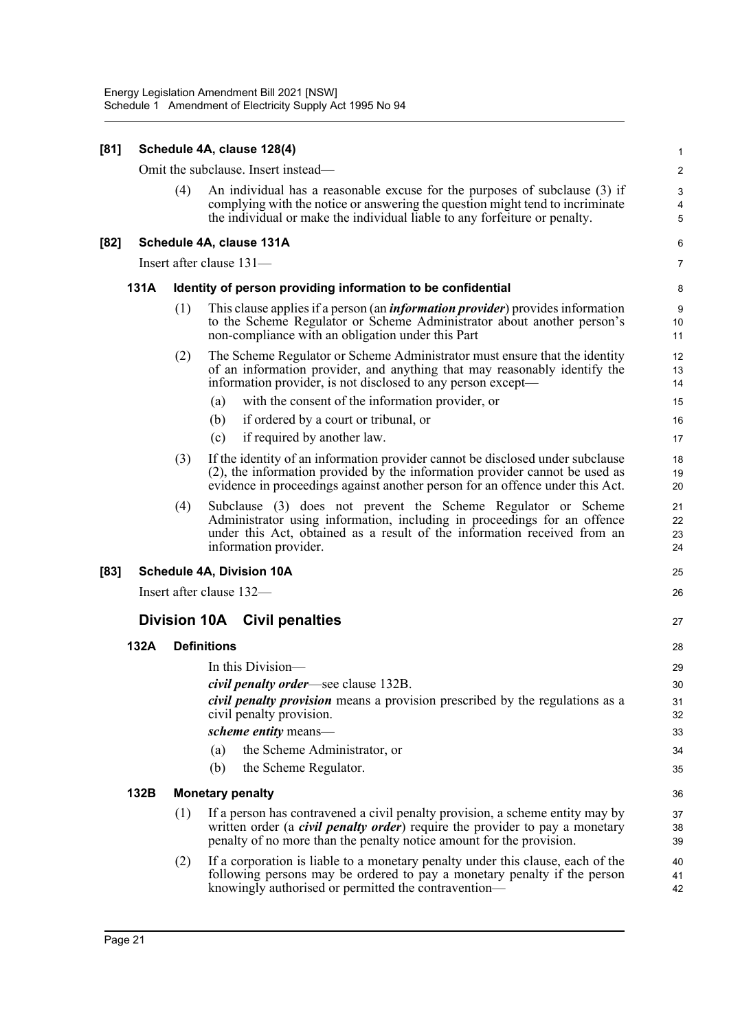**[81] Schedule 4A, clause 128(4)**

Omit the subclause. Insert instead—

(4) An individual has a reasonable excuse for the purposes of subclause (3) if complying with the notice or answering the question might tend to incriminate the individual or make the individual liable to any forfeiture or penalty.

**[82] Schedule 4A, clause 131A**

Insert after clause 131—

**131A Identity of person providing information to be confidential**

(1) This clause applies if a person (an ***information provider***) provides information to the Scheme Regulator or Scheme Administrator about another person's non-compliance with an obligation under this Part

(2) The Scheme Regulator or Scheme Administrator must ensure that the identity of an information provider, and anything that may reasonably identify the information provider, is not disclosed to any person except—

(a) with the consent of the information provider, or

(b) if ordered by a court or tribunal, or

(c) if required by another law.

(3) If the identity of an information provider cannot be disclosed under subclause (2), the information provided by the information provider cannot be used as evidence in proceedings against another person for an offence under this Act.

(4) Subclause (3) does not prevent the Scheme Regulator or Scheme Administrator using information, including in proceedings for an offence under this Act, obtained as a result of the information received from an information provider.

**[83] Schedule 4A, Division 10A**

Insert after clause 132—

## Division 10A Civil penalties

**132A Definitions**

In this Division—

***civil penalty order***—see clause 132B.

***civil penalty provision*** means a provision prescribed by the regulations as a civil penalty provision.

***scheme entity*** means—

(a) the Scheme Administrator, or

(b) the Scheme Regulator.

**132B Monetary penalty**

(1) If a person has contravened a civil penalty provision, a scheme entity may by written order (a ***civil penalty order***) require the provider to pay a monetary penalty of no more than the penalty notice amount for the provision.

(2) If a corporation is liable to a monetary penalty under this clause, each of the following persons may be ordered to pay a monetary penalty if the person knowingly authorised or permitted the contravention—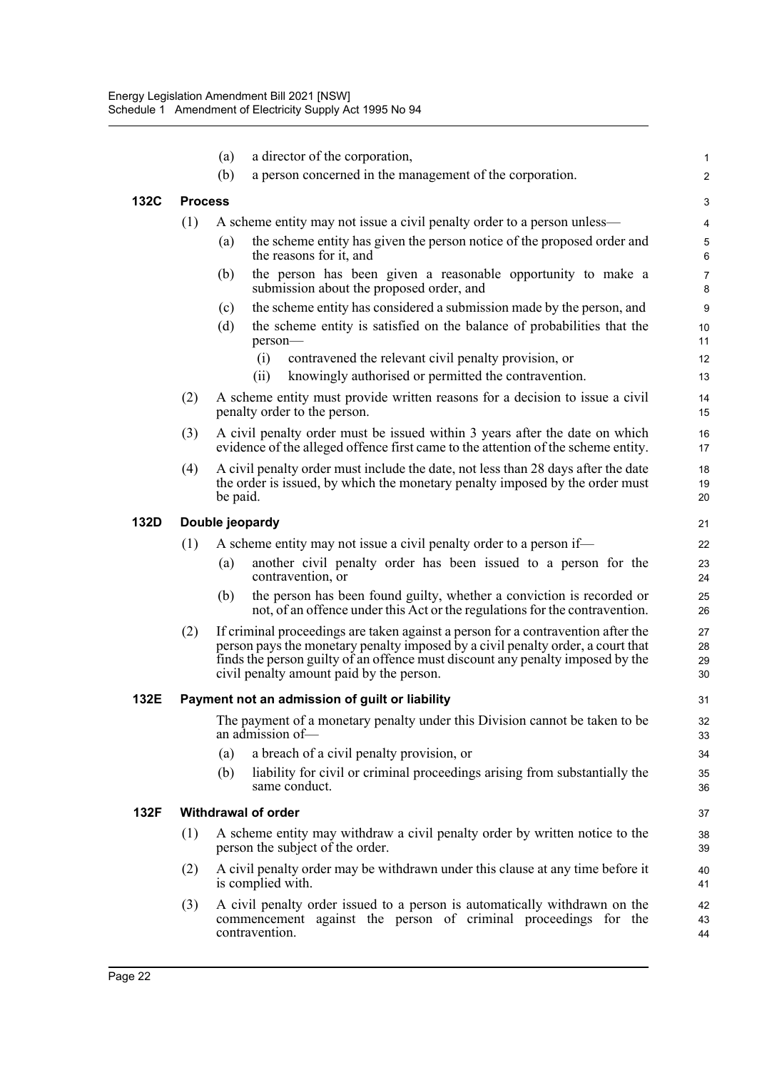(a) a director of the corporation,

(b) a person concerned in the management of the corporation.

### 132C Process

(1) A scheme entity may not issue a civil penalty order to a person unless—

(a) the scheme entity has given the person notice of the proposed order and the reasons for it, and

(b) the person has been given a reasonable opportunity to make a submission about the proposed order, and

(c) the scheme entity has considered a submission made by the person, and

(d) the scheme entity is satisfied on the balance of probabilities that the person—

(i) contravened the relevant civil penalty provision, or

(ii) knowingly authorised or permitted the contravention.

(2) A scheme entity must provide written reasons for a decision to issue a civil penalty order to the person.

(3) A civil penalty order must be issued within 3 years after the date on which evidence of the alleged offence first came to the attention of the scheme entity.

(4) A civil penalty order must include the date, not less than 28 days after the date the order is issued, by which the monetary penalty imposed by the order must be paid.

### 132D Double jeopardy

(1) A scheme entity may not issue a civil penalty order to a person if—

(a) another civil penalty order has been issued to a person for the contravention, or

(b) the person has been found guilty, whether a conviction is recorded or not, of an offence under this Act or the regulations for the contravention.

(2) If criminal proceedings are taken against a person for a contravention after the person pays the monetary penalty imposed by a civil penalty order, a court that finds the person guilty of an offence must discount any penalty imposed by the civil penalty amount paid by the person.

### 132E Payment not an admission of guilt or liability

The payment of a monetary penalty under this Division cannot be taken to be an admission of—

(a) a breach of a civil penalty provision, or

(b) liability for civil or criminal proceedings arising from substantially the same conduct.

### 132F Withdrawal of order

(1) A scheme entity may withdraw a civil penalty order by written notice to the person the subject of the order.

(2) A civil penalty order may be withdrawn under this clause at any time before it is complied with.

(3) A civil penalty order issued to a person is automatically withdrawn on the commencement against the person of criminal proceedings for the contravention.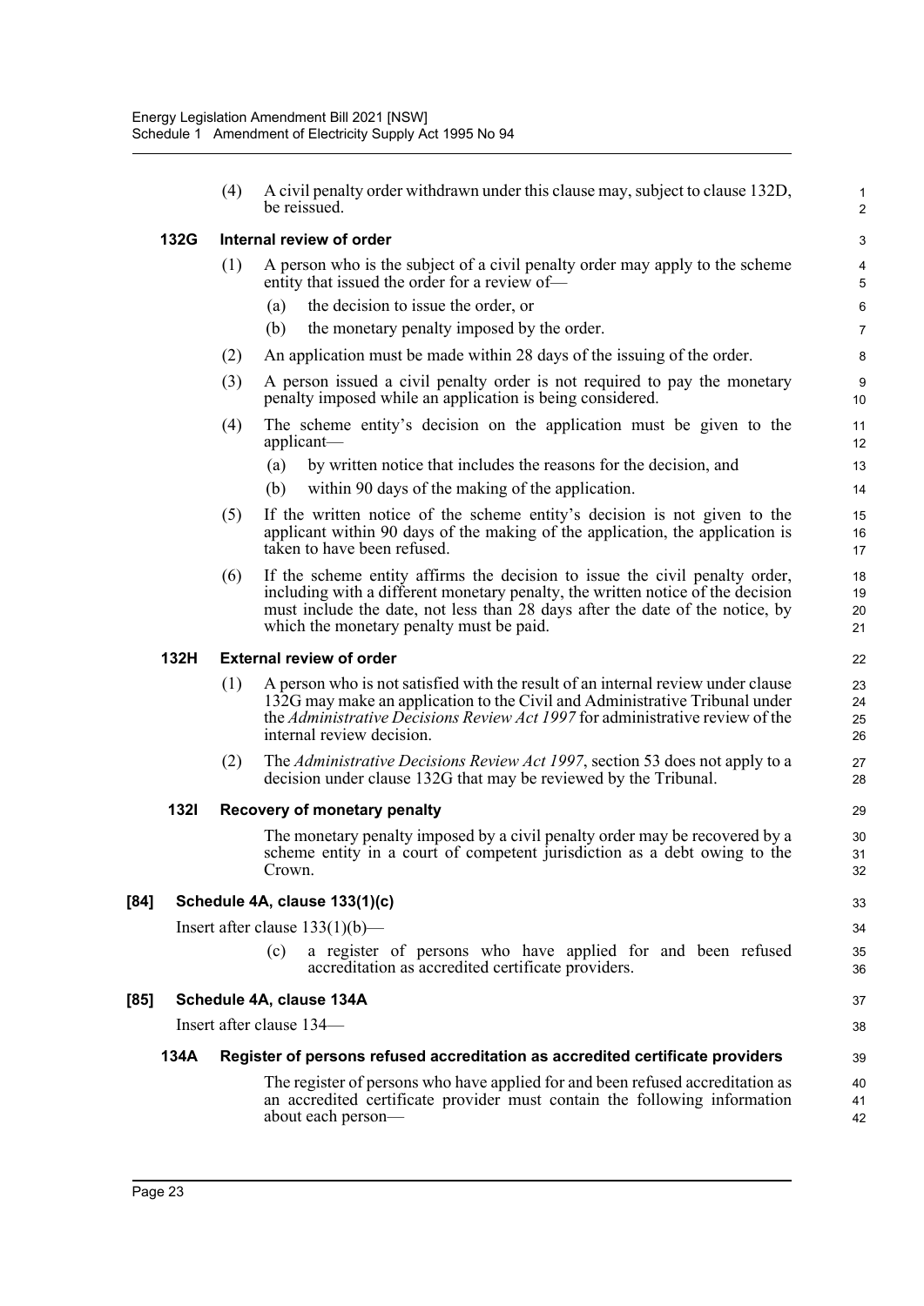(4) A civil penalty order withdrawn under this clause may, subject to clause 132D, be reissued.

**132G Internal review of order**

(1) A person who is the subject of a civil penalty order may apply to the scheme entity that issued the order for a review of—

(a) the decision to issue the order, or

(b) the monetary penalty imposed by the order.

(2) An application must be made within 28 days of the issuing of the order.

(3) A person issued a civil penalty order is not required to pay the monetary penalty imposed while an application is being considered.

(4) The scheme entity's decision on the application must be given to the applicant—

(a) by written notice that includes the reasons for the decision, and

(b) within 90 days of the making of the application.

(5) If the written notice of the scheme entity's decision is not given to the applicant within 90 days of the making of the application, the application is taken to have been refused.

(6) If the scheme entity affirms the decision to issue the civil penalty order, including with a different monetary penalty, the written notice of the decision must include the date, not less than 28 days after the date of the notice, by which the monetary penalty must be paid.

**132H External review of order**

(1) A person who is not satisfied with the result of an internal review under clause 132G may make an application to the Civil and Administrative Tribunal under the *Administrative Decisions Review Act 1997* for administrative review of the internal review decision.

(2) The *Administrative Decisions Review Act 1997*, section 53 does not apply to a decision under clause 132G that may be reviewed by the Tribunal.

**132I Recovery of monetary penalty**

The monetary penalty imposed by a civil penalty order may be recovered by a scheme entity in a court of competent jurisdiction as a debt owing to the Crown.

**[84] Schedule 4A, clause 133(1)(c)**

Insert after clause 133(1)(b)—

(c) a register of persons who have applied for and been refused accreditation as accredited certificate providers.

**[85] Schedule 4A, clause 134A**

Insert after clause 134—

**134A Register of persons refused accreditation as accredited certificate providers**

The register of persons who have applied for and been refused accreditation as an accredited certificate provider must contain the following information about each person—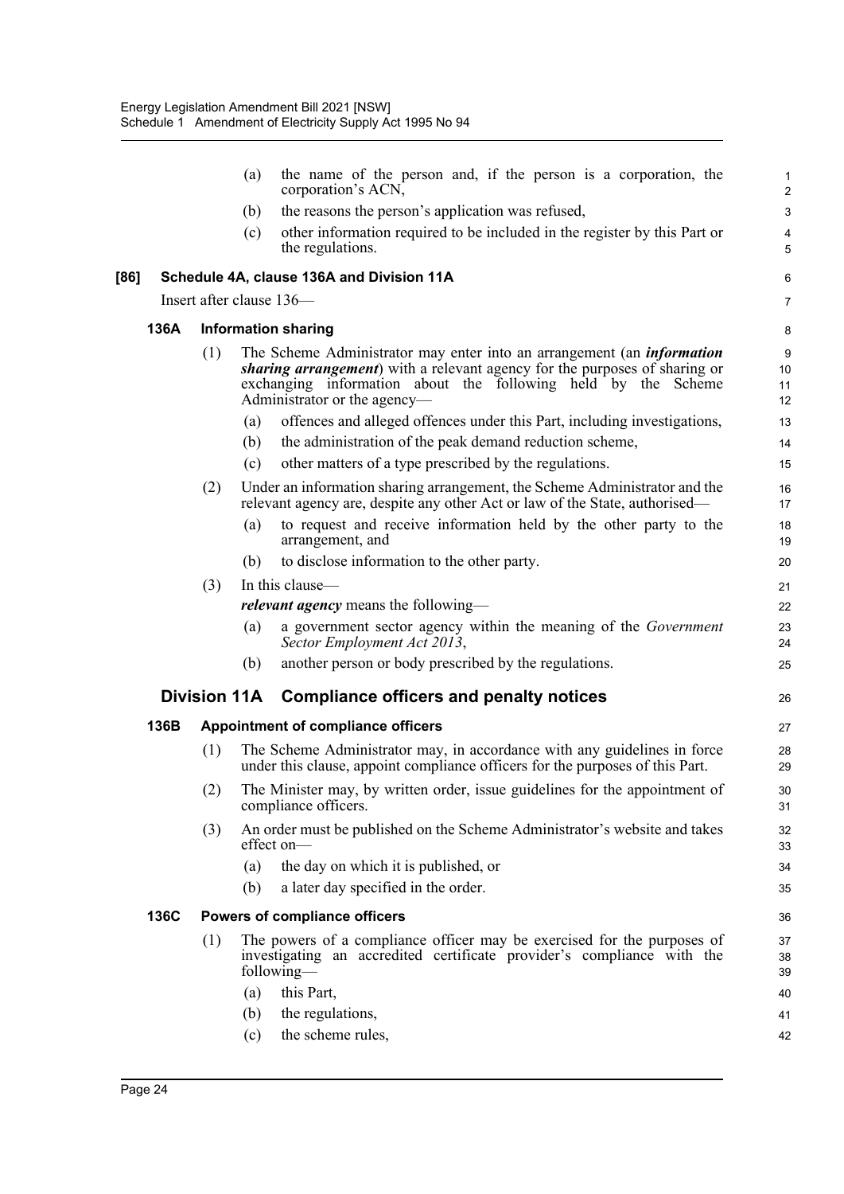(a) the name of the person and, if the person is a corporation, the corporation's ACN,

(b) the reasons the person's application was refused,

(c) other information required to be included in the register by this Part or the regulations.

**[86] Schedule 4A, clause 136A and Division 11A**

Insert after clause 136—

**136A Information sharing**

(1) The Scheme Administrator may enter into an arrangement (an ***information sharing arrangement***) with a relevant agency for the purposes of sharing or exchanging information about the following held by the Scheme Administrator or the agency—

(a) offences and alleged offences under this Part, including investigations,

(b) the administration of the peak demand reduction scheme,

(c) other matters of a type prescribed by the regulations.

(2) Under an information sharing arrangement, the Scheme Administrator and the relevant agency are, despite any other Act or law of the State, authorised—

(a) to request and receive information held by the other party to the arrangement, and

(b) to disclose information to the other party.

(3) In this clause—

***relevant agency*** means the following—

(a) a government sector agency within the meaning of the *Government Sector Employment Act 2013*,

(b) another person or body prescribed by the regulations.

## Division 11A Compliance officers and penalty notices

**136B Appointment of compliance officers**

(1) The Scheme Administrator may, in accordance with any guidelines in force under this clause, appoint compliance officers for the purposes of this Part.

(2) The Minister may, by written order, issue guidelines for the appointment of compliance officers.

(3) An order must be published on the Scheme Administrator's website and takes effect on—

(a) the day on which it is published, or

(b) a later day specified in the order.

**136C Powers of compliance officers**

(1) The powers of a compliance officer may be exercised for the purposes of investigating an accredited certificate provider's compliance with the following—

(a) this Part,

(b) the regulations,

(c) the scheme rules,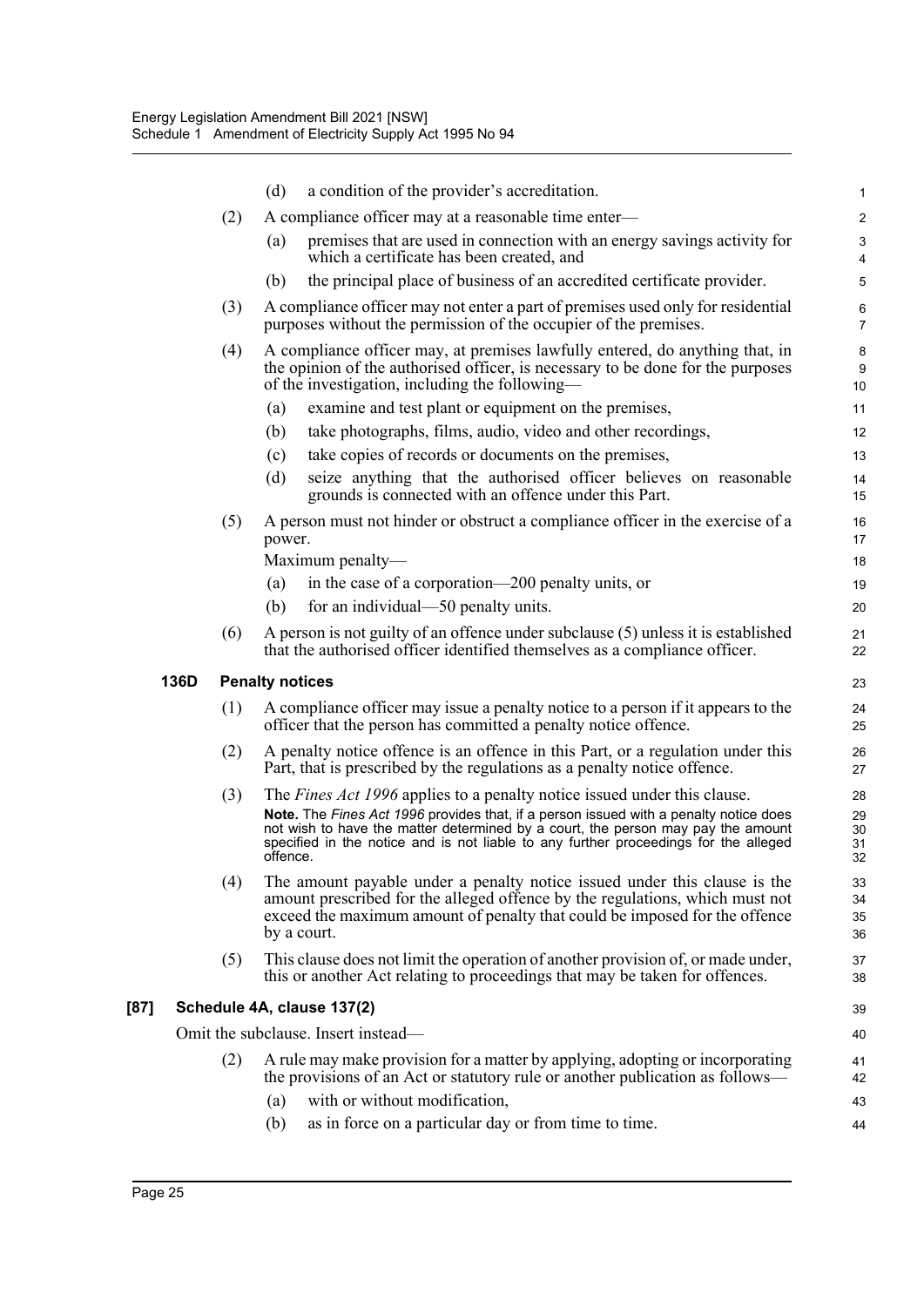(d) a condition of the provider's accreditation.

(2) A compliance officer may at a reasonable time enter—

(a) premises that are used in connection with an energy savings activity for which a certificate has been created, and

(b) the principal place of business of an accredited certificate provider.

(3) A compliance officer may not enter a part of premises used only for residential purposes without the permission of the occupier of the premises.

(4) A compliance officer may, at premises lawfully entered, do anything that, in the opinion of the authorised officer, is necessary to be done for the purposes of the investigation, including the following—

(a) examine and test plant or equipment on the premises,

(b) take photographs, films, audio, video and other recordings,

(c) take copies of records or documents on the premises,

(d) seize anything that the authorised officer believes on reasonable grounds is connected with an offence under this Part.

(5) A person must not hinder or obstruct a compliance officer in the exercise of a power.

Maximum penalty—

(a) in the case of a corporation—200 penalty units, or

(b) for an individual—50 penalty units.

(6) A person is not guilty of an offence under subclause (5) unless it is established that the authorised officer identified themselves as a compliance officer.

**136D Penalty notices**

(1) A compliance officer may issue a penalty notice to a person if it appears to the officer that the person has committed a penalty notice offence.

(2) A penalty notice offence is an offence in this Part, or a regulation under this Part, that is prescribed by the regulations as a penalty notice offence.

(3) The *Fines Act 1996* applies to a penalty notice issued under this clause.

**Note.** The *Fines Act 1996* provides that, if a person issued with a penalty notice does not wish to have the matter determined by a court, the person may pay the amount specified in the notice and is not liable to any further proceedings for the alleged offence.

(4) The amount payable under a penalty notice issued under this clause is the amount prescribed for the alleged offence by the regulations, which must not exceed the maximum amount of penalty that could be imposed for the offence by a court.

(5) This clause does not limit the operation of another provision of, or made under, this or another Act relating to proceedings that may be taken for offences.

**[87] Schedule 4A, clause 137(2)**

Omit the subclause. Insert instead—

(2) A rule may make provision for a matter by applying, adopting or incorporating the provisions of an Act or statutory rule or another publication as follows—

(a) with or without modification,

(b) as in force on a particular day or from time to time.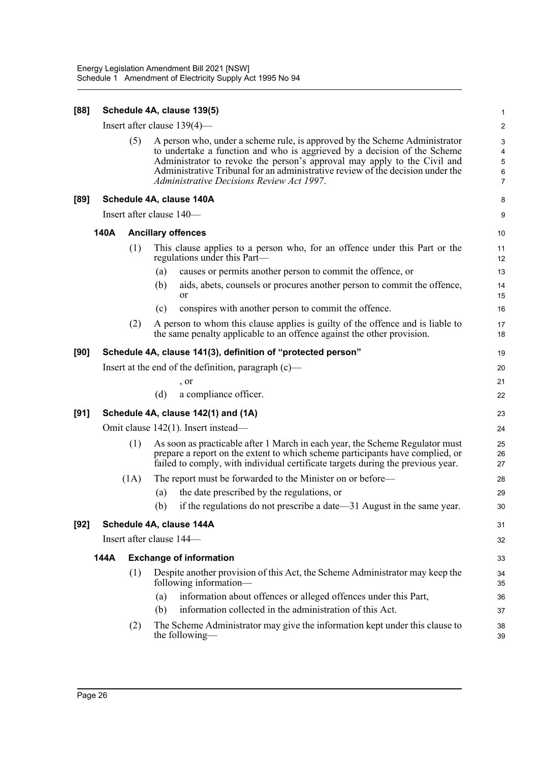**[88] Schedule 4A, clause 139(5)**

Insert after clause 139(4)—

(5) A person who, under a scheme rule, is approved by the Scheme Administrator to undertake a function and who is aggrieved by a decision of the Scheme Administrator to revoke the person's approval may apply to the Civil and Administrative Tribunal for an administrative review of the decision under the *Administrative Decisions Review Act 1997*.

**[89] Schedule 4A, clause 140A**

Insert after clause 140—

**140A Ancillary offences**

(1) This clause applies to a person who, for an offence under this Part or the regulations under this Part—

(a) causes or permits another person to commit the offence, or

(b) aids, abets, counsels or procures another person to commit the offence, or

(c) conspires with another person to commit the offence.

(2) A person to whom this clause applies is guilty of the offence and is liable to the same penalty applicable to an offence against the other provision.

**[90] Schedule 4A, clause 141(3), definition of "protected person"**

Insert at the end of the definition, paragraph (c)—

, or

(d) a compliance officer.

**[91] Schedule 4A, clause 142(1) and (1A)**

Omit clause 142(1). Insert instead—

(1) As soon as practicable after 1 March in each year, the Scheme Regulator must prepare a report on the extent to which scheme participants have complied, or failed to comply, with individual certificate targets during the previous year.

(1A) The report must be forwarded to the Minister on or before—

(a) the date prescribed by the regulations, or

(b) if the regulations do not prescribe a date—31 August in the same year.

**[92] Schedule 4A, clause 144A**

Insert after clause 144—

**144A Exchange of information**

(1) Despite another provision of this Act, the Scheme Administrator may keep the following information—

(a) information about offences or alleged offences under this Part,

(b) information collected in the administration of this Act.

(2) The Scheme Administrator may give the information kept under this clause to the following—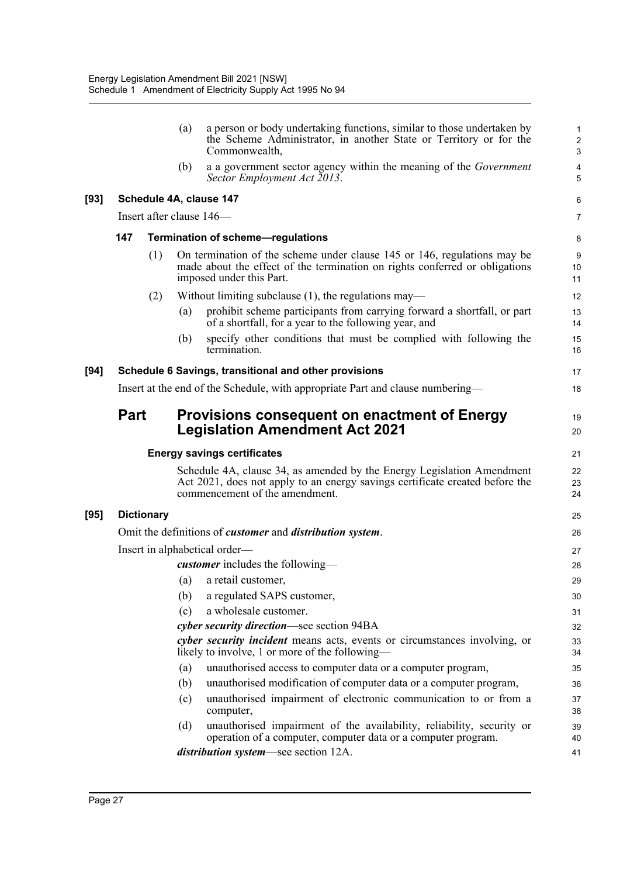(a) a person or body undertaking functions, similar to those undertaken by the Scheme Administrator, in another State or Territory or for the Commonwealth,

(b) a a government sector agency within the meaning of the *Government Sector Employment Act 2013*.

**[93] Schedule 4A, clause 147**

Insert after clause 146—

**147 Termination of scheme—regulations**

(1) On termination of the scheme under clause 145 or 146, regulations may be made about the effect of the termination on rights conferred or obligations imposed under this Part.

(2) Without limiting subclause (1), the regulations may—

(a) prohibit scheme participants from carrying forward a shortfall, or part of a shortfall, for a year to the following year, and

(b) specify other conditions that must be complied with following the termination.

**[94] Schedule 6 Savings, transitional and other provisions**

Insert at the end of the Schedule, with appropriate Part and clause numbering—

## Part Provisions consequent on enactment of Energy Legislation Amendment Act 2021

**Energy savings certificates**

Schedule 4A, clause 34, as amended by the Energy Legislation Amendment Act 2021, does not apply to an energy savings certificate created before the commencement of the amendment.

**[95] Dictionary**

Omit the definitions of ***customer*** and ***distribution system***.

Insert in alphabetical order—

***customer*** includes the following—

(a) a retail customer,

(b) a regulated SAPS customer,

(c) a wholesale customer.

***cyber security direction***—see section 94BA

***cyber security incident*** means acts, events or circumstances involving, or likely to involve, 1 or more of the following—

(a) unauthorised access to computer data or a computer program,

(b) unauthorised modification of computer data or a computer program,

(c) unauthorised impairment of electronic communication to or from a computer,

(d) unauthorised impairment of the availability, reliability, security or operation of a computer, computer data or a computer program.

***distribution system***—see section 12A.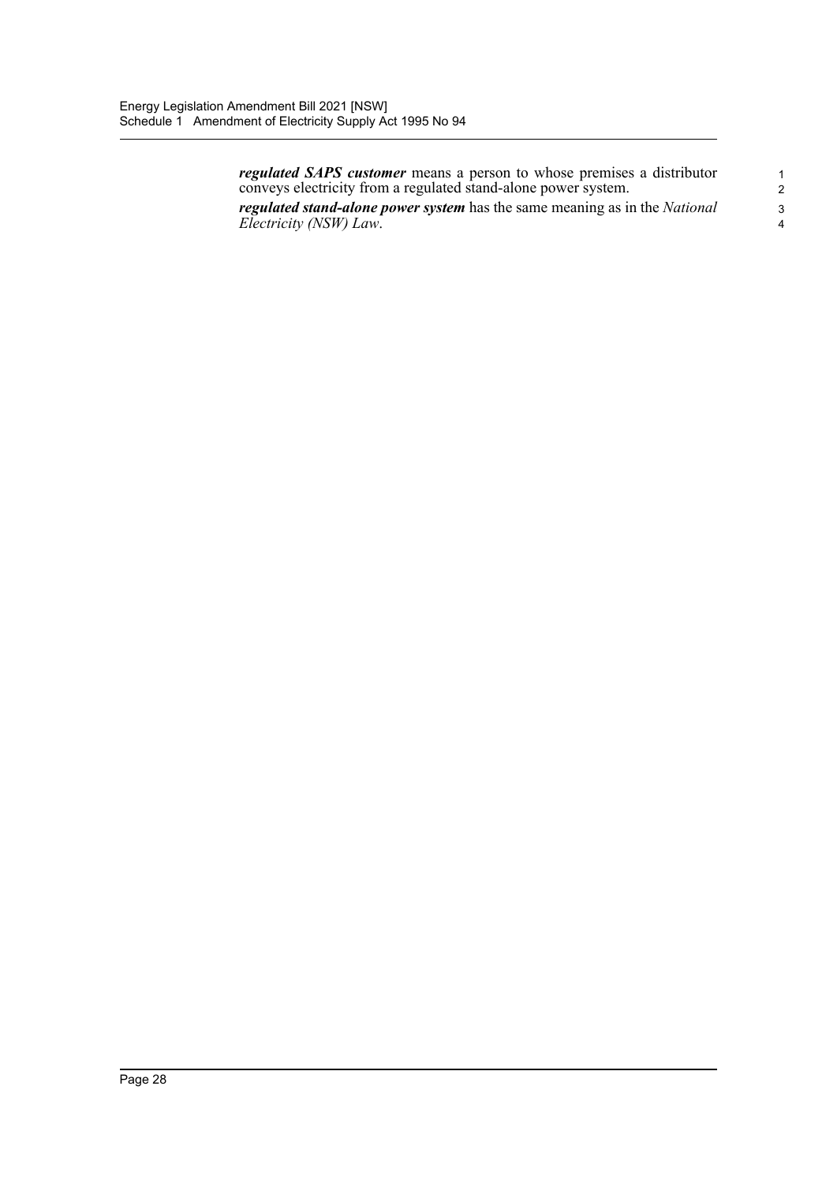***regulated SAPS customer*** means a person to whose premises a distributor conveys electricity from a regulated stand-alone power system.

***regulated stand-alone power system*** has the same meaning as in the *National Electricity (NSW) Law*.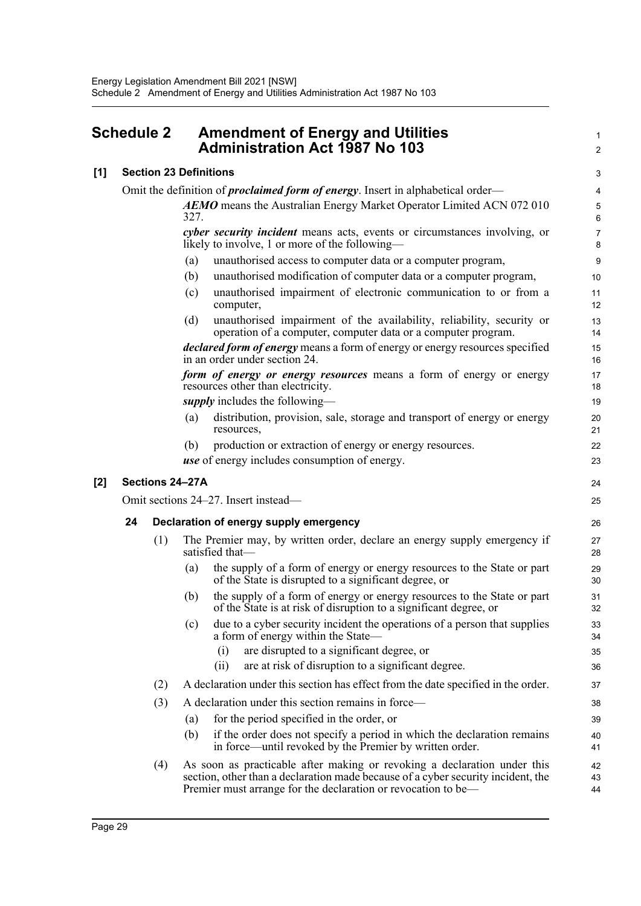## Schedule 2 Amendment of Energy and Utilities Administration Act 1987 No 103

### [1] Section 23 Definitions

Omit the definition of ***proclaimed form of energy***. Insert in alphabetical order—

> ***AEMO*** means the Australian Energy Market Operator Limited ACN 072 010 327.
>
> ***cyber security incident*** means acts, events or circumstances involving, or likely to involve, 1 or more of the following—
>
> (a) unauthorised access to computer data or a computer program,
>
> (b) unauthorised modification of computer data or a computer program,
>
> (c) unauthorised impairment of electronic communication to or from a computer,
>
> (d) unauthorised impairment of the availability, reliability, security or operation of a computer, computer data or a computer program.
>
> ***declared form of energy*** means a form of energy or energy resources specified in an order under section 24.
>
> ***form of energy or energy resources*** means a form of energy or energy resources other than electricity.
>
> ***supply*** includes the following—
>
> (a) distribution, provision, sale, storage and transport of energy or energy resources,
>
> (b) production or extraction of energy or energy resources.
>
> ***use*** of energy includes consumption of energy.

### [2] Sections 24–27A

Omit sections 24–27. Insert instead—

#### 24 Declaration of energy supply emergency

(1) The Premier may, by written order, declare an energy supply emergency if satisfied that—

  (a) the supply of a form of energy or energy resources to the State or part of the State is disrupted to a significant degree, or

  (b) the supply of a form of energy or energy resources to the State or part of the State is at risk of disruption to a significant degree, or

  (c) due to a cyber security incident the operations of a person that supplies a form of energy within the State—

    (i) are disrupted to a significant degree, or

    (ii) are at risk of disruption to a significant degree.

(2) A declaration under this section has effect from the date specified in the order.

(3) A declaration under this section remains in force—

  (a) for the period specified in the order, or

  (b) if the order does not specify a period in which the declaration remains in force—until revoked by the Premier by written order.

(4) As soon as practicable after making or revoking a declaration under this section, other than a declaration made because of a cyber security incident, the Premier must arrange for the declaration or revocation to be—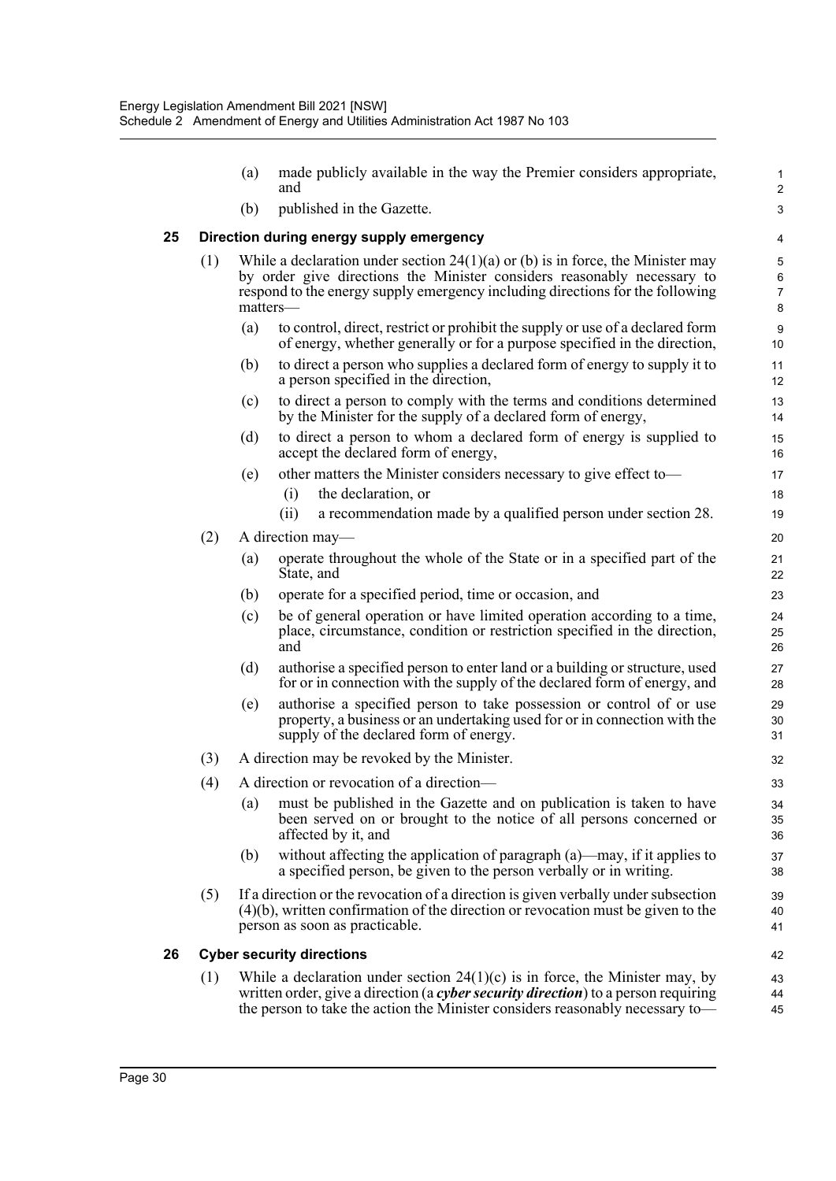(a) made publicly available in the way the Premier considers appropriate, and

(b) published in the Gazette.

### 25 Direction during energy supply emergency

(1) While a declaration under section 24(1)(a) or (b) is in force, the Minister may by order give directions the Minister considers reasonably necessary to respond to the energy supply emergency including directions for the following matters—

(a) to control, direct, restrict or prohibit the supply or use of a declared form of energy, whether generally or for a purpose specified in the direction,

(b) to direct a person who supplies a declared form of energy to supply it to a person specified in the direction,

(c) to direct a person to comply with the terms and conditions determined by the Minister for the supply of a declared form of energy,

(d) to direct a person to whom a declared form of energy is supplied to accept the declared form of energy,

(e) other matters the Minister considers necessary to give effect to—

(i) the declaration, or

(ii) a recommendation made by a qualified person under section 28.

(2) A direction may—

(a) operate throughout the whole of the State or in a specified part of the State, and

(b) operate for a specified period, time or occasion, and

(c) be of general operation or have limited operation according to a time, place, circumstance, condition or restriction specified in the direction, and

(d) authorise a specified person to enter land or a building or structure, used for or in connection with the supply of the declared form of energy, and

(e) authorise a specified person to take possession or control of or use property, a business or an undertaking used for or in connection with the supply of the declared form of energy.

(3) A direction may be revoked by the Minister.

(4) A direction or revocation of a direction—

(a) must be published in the Gazette and on publication is taken to have been served on or brought to the notice of all persons concerned or affected by it, and

(b) without affecting the application of paragraph (a)—may, if it applies to a specified person, be given to the person verbally or in writing.

(5) If a direction or the revocation of a direction is given verbally under subsection (4)(b), written confirmation of the direction or revocation must be given to the person as soon as practicable.

### 26 Cyber security directions

(1) While a declaration under section 24(1)(c) is in force, the Minister may, by written order, give a direction (a ***cyber security direction***) to a person requiring the person to take the action the Minister considers reasonably necessary to—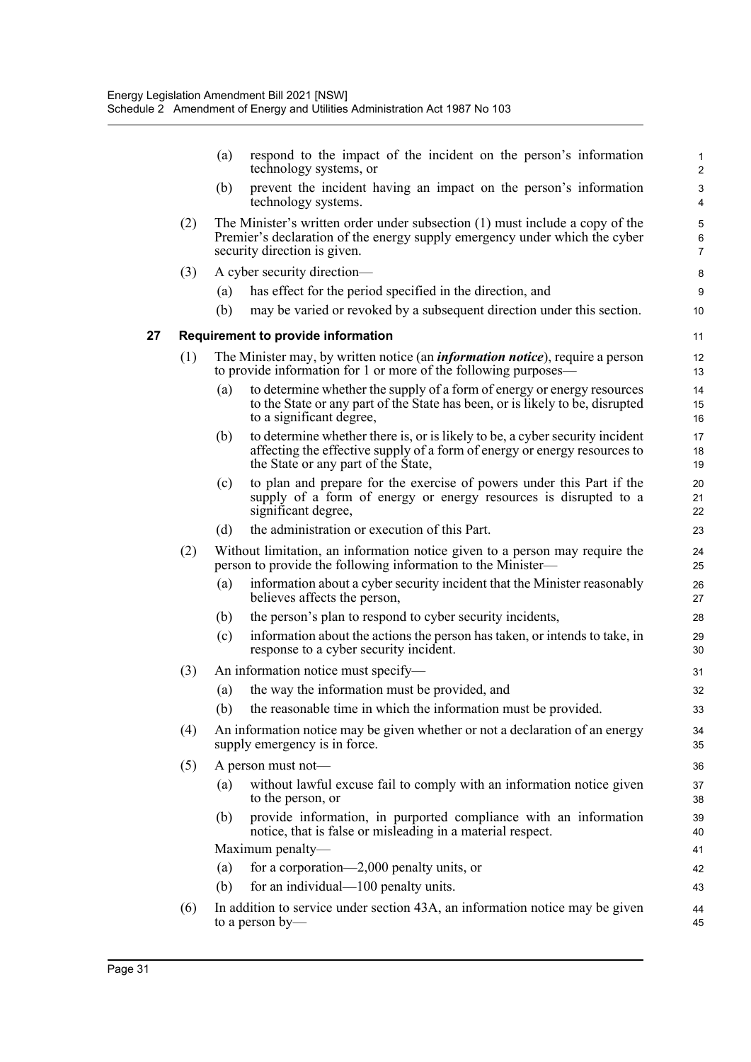(a) respond to the impact of the incident on the person's information technology systems, or

(b) prevent the incident having an impact on the person's information technology systems.

(2) The Minister's written order under subsection (1) must include a copy of the Premier's declaration of the energy supply emergency under which the cyber security direction is given.

(3) A cyber security direction—

(a) has effect for the period specified in the direction, and

(b) may be varied or revoked by a subsequent direction under this section.

### 27 Requirement to provide information

(1) The Minister may, by written notice (an ***information notice***), require a person to provide information for 1 or more of the following purposes—

(a) to determine whether the supply of a form of energy or energy resources to the State or any part of the State has been, or is likely to be, disrupted to a significant degree,

(b) to determine whether there is, or is likely to be, a cyber security incident affecting the effective supply of a form of energy or energy resources to the State or any part of the State,

(c) to plan and prepare for the exercise of powers under this Part if the supply of a form of energy or energy resources is disrupted to a significant degree,

(d) the administration or execution of this Part.

(2) Without limitation, an information notice given to a person may require the person to provide the following information to the Minister—

(a) information about a cyber security incident that the Minister reasonably believes affects the person,

(b) the person's plan to respond to cyber security incidents,

(c) information about the actions the person has taken, or intends to take, in response to a cyber security incident.

(3) An information notice must specify—

(a) the way the information must be provided, and

(b) the reasonable time in which the information must be provided.

(4) An information notice may be given whether or not a declaration of an energy supply emergency is in force.

(5) A person must not—

(a) without lawful excuse fail to comply with an information notice given to the person, or

(b) provide information, in purported compliance with an information notice, that is false or misleading in a material respect.

Maximum penalty—

(a) for a corporation—2,000 penalty units, or

(b) for an individual—100 penalty units.

(6) In addition to service under section 43A, an information notice may be given to a person by—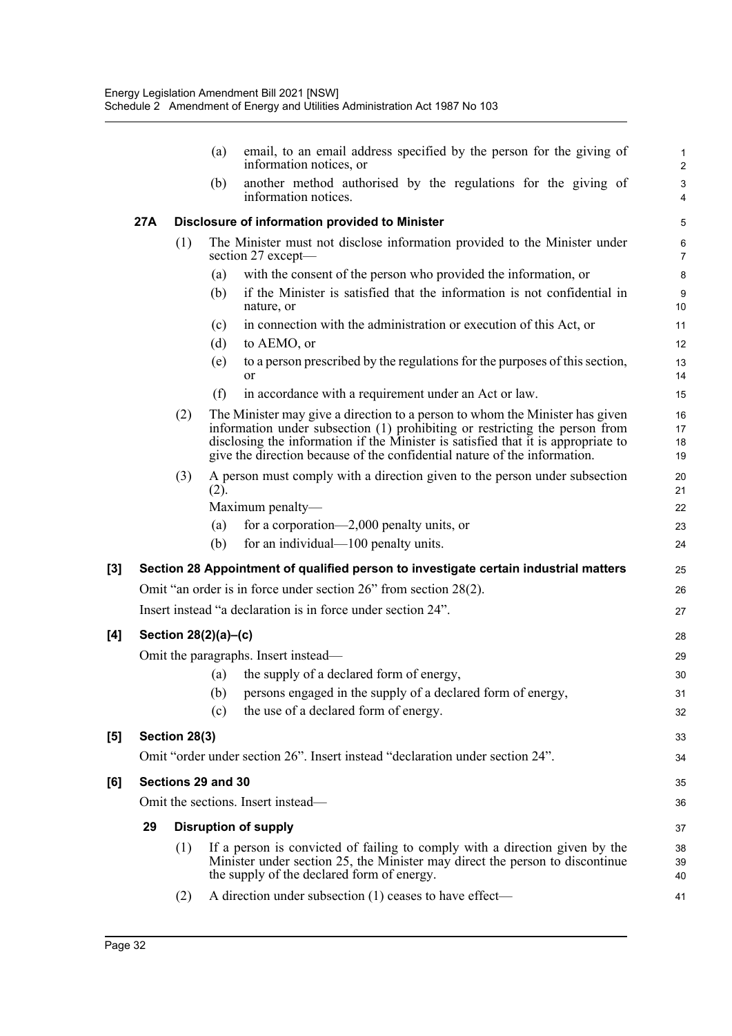(a) email, to an email address specified by the person for the giving of information notices, or

(b) another method authorised by the regulations for the giving of information notices.

**27A Disclosure of information provided to Minister**

(1) The Minister must not disclose information provided to the Minister under section 27 except—

(a) with the consent of the person who provided the information, or

(b) if the Minister is satisfied that the information is not confidential in nature, or

(c) in connection with the administration or execution of this Act, or

(d) to AEMO, or

(e) to a person prescribed by the regulations for the purposes of this section, or

(f) in accordance with a requirement under an Act or law.

(2) The Minister may give a direction to a person to whom the Minister has given information under subsection (1) prohibiting or restricting the person from disclosing the information if the Minister is satisfied that it is appropriate to give the direction because of the confidential nature of the information.

(3) A person must comply with a direction given to the person under subsection (2).

Maximum penalty—

(a) for a corporation—2,000 penalty units, or

(b) for an individual—100 penalty units.

**[3] Section 28 Appointment of qualified person to investigate certain industrial matters**

Omit "an order is in force under section 26" from section 28(2).

Insert instead "a declaration is in force under section 24".

**[4] Section 28(2)(a)–(c)**

Omit the paragraphs. Insert instead—

(a) the supply of a declared form of energy,

(b) persons engaged in the supply of a declared form of energy,

(c) the use of a declared form of energy.

**[5] Section 28(3)**

Omit "order under section 26". Insert instead "declaration under section 24".

**[6] Sections 29 and 30**

Omit the sections. Insert instead—

**29 Disruption of supply**

(1) If a person is convicted of failing to comply with a direction given by the Minister under section 25, the Minister may direct the person to discontinue the supply of the declared form of energy.

(2) A direction under subsection (1) ceases to have effect—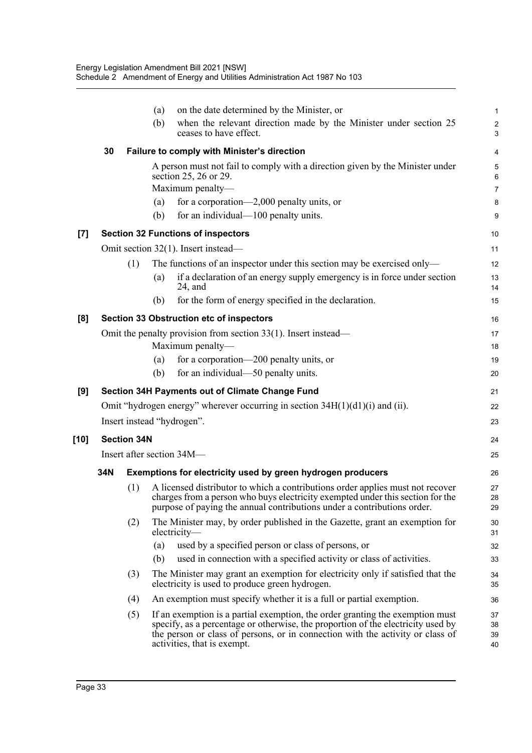(a) on the date determined by the Minister, or

(b) when the relevant direction made by the Minister under section 25 ceases to have effect.

### 30 Failure to comply with Minister's direction

A person must not fail to comply with a direction given by the Minister under section 25, 26 or 29.

Maximum penalty—

(a) for a corporation—2,000 penalty units, or

(b) for an individual—100 penalty units.

## [7] Section 32 Functions of inspectors

Omit section 32(1). Insert instead—

(1) The functions of an inspector under this section may be exercised only—

(a) if a declaration of an energy supply emergency is in force under section 24, and

(b) for the form of energy specified in the declaration.

## [8] Section 33 Obstruction etc of inspectors

Omit the penalty provision from section 33(1). Insert instead—

Maximum penalty—

(a) for a corporation—200 penalty units, or

(b) for an individual—50 penalty units.

## [9] Section 34H Payments out of Climate Change Fund

Omit "hydrogen energy" wherever occurring in section 34H(1)(d1)(i) and (ii).

Insert instead "hydrogen".

## [10] Section 34N

Insert after section 34M—

### 34N Exemptions for electricity used by green hydrogen producers

(1) A licensed distributor to which a contributions order applies must not recover charges from a person who buys electricity exempted under this section for the purpose of paying the annual contributions under a contributions order.

(2) The Minister may, by order published in the Gazette, grant an exemption for electricity—

(a) used by a specified person or class of persons, or

(b) used in connection with a specified activity or class of activities.

(3) The Minister may grant an exemption for electricity only if satisfied that the electricity is used to produce green hydrogen.

(4) An exemption must specify whether it is a full or partial exemption.

(5) If an exemption is a partial exemption, the order granting the exemption must specify, as a percentage or otherwise, the proportion of the electricity used by the person or class of persons, or in connection with the activity or class of activities, that is exempt.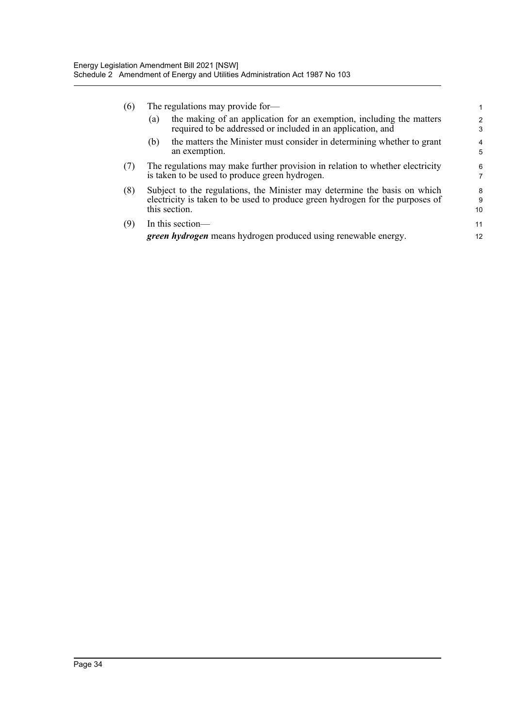(6) The regulations may provide for—

(a) the making of an application for an exemption, including the matters required to be addressed or included in an application, and

(b) the matters the Minister must consider in determining whether to grant an exemption.

(7) The regulations may make further provision in relation to whether electricity is taken to be used to produce green hydrogen.

(8) Subject to the regulations, the Minister may determine the basis on which electricity is taken to be used to produce green hydrogen for the purposes of this section.

(9) In this section—

***green hydrogen*** means hydrogen produced using renewable energy.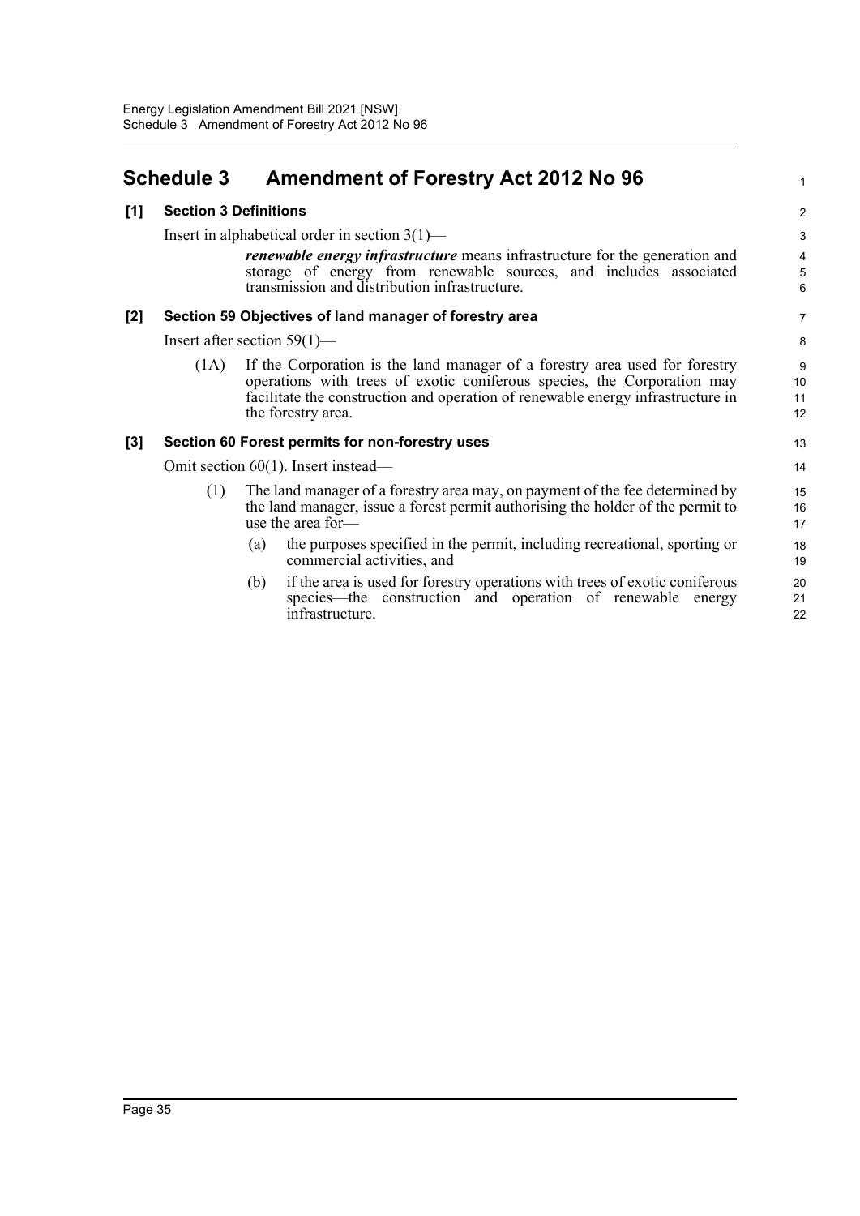## Schedule 3 Amendment of Forestry Act 2012 No 96

### [1] Section 3 Definitions

Insert in alphabetical order in section 3(1)—

> ***renewable energy infrastructure*** means infrastructure for the generation and storage of energy from renewable sources, and includes associated transmission and distribution infrastructure.

### [2] Section 59 Objectives of land manager of forestry area

Insert after section 59(1)—

> (1A) If the Corporation is the land manager of a forestry area used for forestry operations with trees of exotic coniferous species, the Corporation may facilitate the construction and operation of renewable energy infrastructure in the forestry area.

### [3] Section 60 Forest permits for non-forestry uses

Omit section 60(1). Insert instead—

> (1) The land manager of a forestry area may, on payment of the fee determined by the land manager, issue a forest permit authorising the holder of the permit to use the area for—
>
> (a) the purposes specified in the permit, including recreational, sporting or commercial activities, and
>
> (b) if the area is used for forestry operations with trees of exotic coniferous species—the construction and operation of renewable energy infrastructure.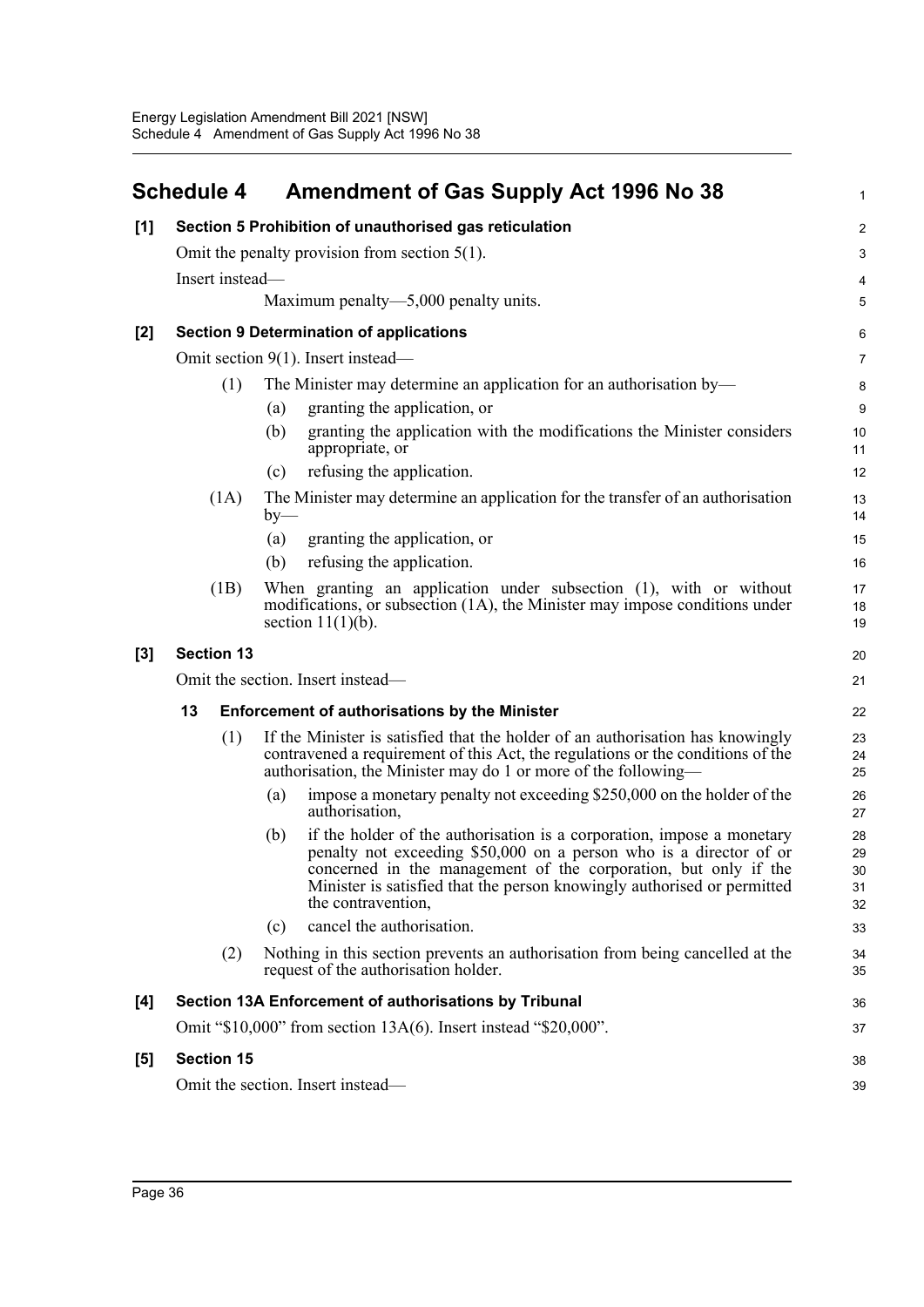## Schedule 4 Amendment of Gas Supply Act 1996 No 38

**[1] Section 5 Prohibition of unauthorised gas reticulation**

Omit the penalty provision from section 5(1).

Insert instead—

Maximum penalty—5,000 penalty units.

**[2] Section 9 Determination of applications**

Omit section 9(1). Insert instead—

(1) The Minister may determine an application for an authorisation by—

(a) granting the application, or

(b) granting the application with the modifications the Minister considers appropriate, or

(c) refusing the application.

(1A) The Minister may determine an application for the transfer of an authorisation by—

(a) granting the application, or

(b) refusing the application.

(1B) When granting an application under subsection (1), with or without modifications, or subsection (1A), the Minister may impose conditions under section 11(1)(b).

**[3] Section 13**

Omit the section. Insert instead—

**13 Enforcement of authorisations by the Minister**

(1) If the Minister is satisfied that the holder of an authorisation has knowingly contravened a requirement of this Act, the regulations or the conditions of the authorisation, the Minister may do 1 or more of the following—

(a) impose a monetary penalty not exceeding $250,000 on the holder of the authorisation,

(b) if the holder of the authorisation is a corporation, impose a monetary penalty not exceeding $50,000 on a person who is a director of or concerned in the management of the corporation, but only if the Minister is satisfied that the person knowingly authorised or permitted the contravention,

(c) cancel the authorisation.

(2) Nothing in this section prevents an authorisation from being cancelled at the request of the authorisation holder.

**[4] Section 13A Enforcement of authorisations by Tribunal**

Omit "$10,000" from section 13A(6). Insert instead "$20,000".

**[5] Section 15**

Omit the section. Insert instead—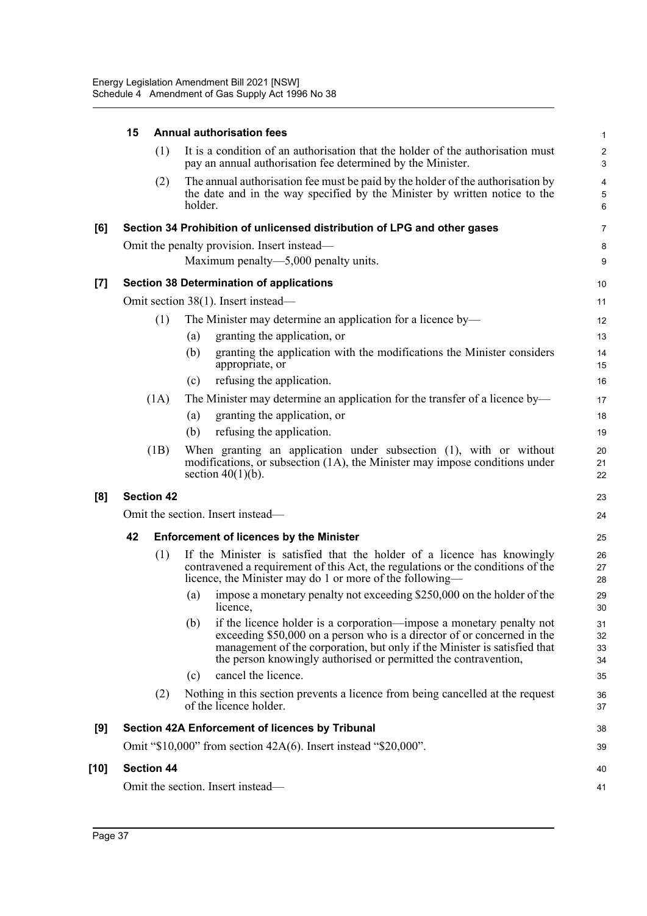**15 Annual authorisation fees**

(1) It is a condition of an authorisation that the holder of the authorisation must pay an annual authorisation fee determined by the Minister.

(2) The annual authorisation fee must be paid by the holder of the authorisation by the date and in the way specified by the Minister by written notice to the holder.

**[6] Section 34 Prohibition of unlicensed distribution of LPG and other gases**

Omit the penalty provision. Insert instead—

Maximum penalty—5,000 penalty units.

**[7] Section 38 Determination of applications**

Omit section 38(1). Insert instead—

(1) The Minister may determine an application for a licence by—

(a) granting the application, or

(b) granting the application with the modifications the Minister considers appropriate, or

(c) refusing the application.

(1A) The Minister may determine an application for the transfer of a licence by—

(a) granting the application, or

(b) refusing the application.

(1B) When granting an application under subsection (1), with or without modifications, or subsection (1A), the Minister may impose conditions under section 40(1)(b).

**[8] Section 42**

Omit the section. Insert instead—

**42 Enforcement of licences by the Minister**

(1) If the Minister is satisfied that the holder of a licence has knowingly contravened a requirement of this Act, the regulations or the conditions of the licence, the Minister may do 1 or more of the following—

(a) impose a monetary penalty not exceeding $250,000 on the holder of the licence,

(b) if the licence holder is a corporation—impose a monetary penalty not exceeding $50,000 on a person who is a director of or concerned in the management of the corporation, but only if the Minister is satisfied that the person knowingly authorised or permitted the contravention,

(c) cancel the licence.

(2) Nothing in this section prevents a licence from being cancelled at the request of the licence holder.

**[9] Section 42A Enforcement of licences by Tribunal**

Omit "$10,000" from section 42A(6). Insert instead "$20,000".

**[10] Section 44**

Omit the section. Insert instead—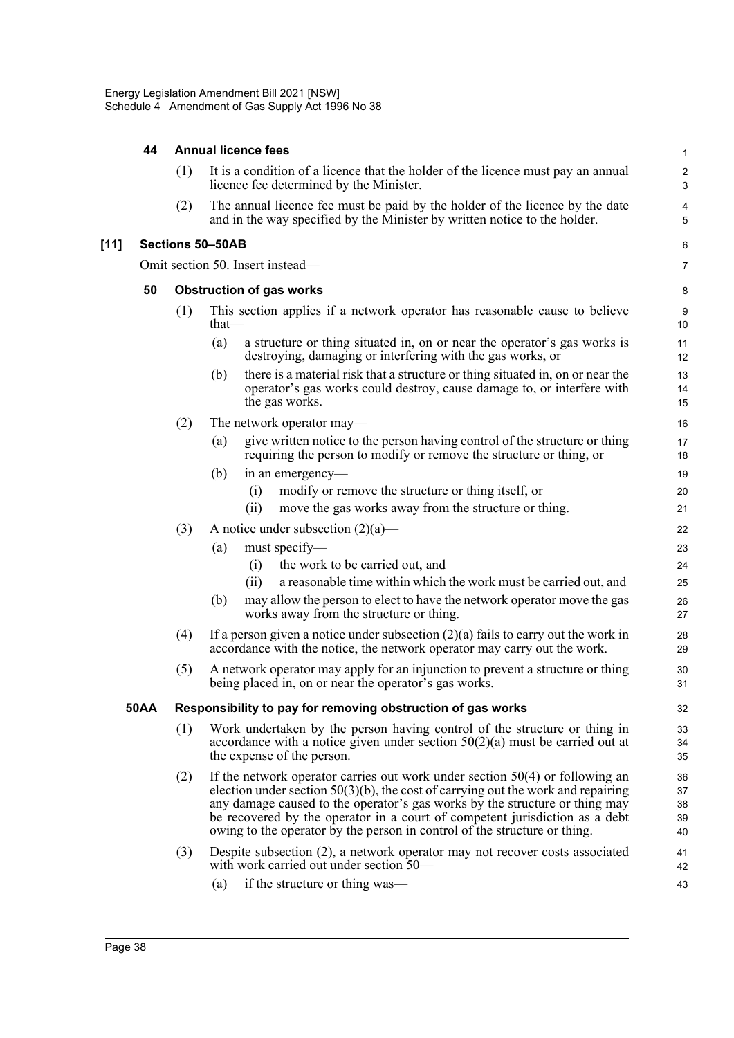**44 Annual licence fees**

(1) It is a condition of a licence that the holder of the licence must pay an annual licence fee determined by the Minister.

(2) The annual licence fee must be paid by the holder of the licence by the date and in the way specified by the Minister by written notice to the holder.

**[11] Sections 50–50AB**

Omit section 50. Insert instead—

**50 Obstruction of gas works**

(1) This section applies if a network operator has reasonable cause to believe that—

(a) a structure or thing situated in, on or near the operator's gas works is destroying, damaging or interfering with the gas works, or

(b) there is a material risk that a structure or thing situated in, on or near the operator's gas works could destroy, cause damage to, or interfere with the gas works.

(2) The network operator may—

(a) give written notice to the person having control of the structure or thing requiring the person to modify or remove the structure or thing, or

(b) in an emergency—

(i) modify or remove the structure or thing itself, or

(ii) move the gas works away from the structure or thing.

(3) A notice under subsection (2)(a)—

(a) must specify—

(i) the work to be carried out, and

(ii) a reasonable time within which the work must be carried out, and

(b) may allow the person to elect to have the network operator move the gas works away from the structure or thing.

(4) If a person given a notice under subsection (2)(a) fails to carry out the work in accordance with the notice, the network operator may carry out the work.

(5) A network operator may apply for an injunction to prevent a structure or thing being placed in, on or near the operator's gas works.

**50AA Responsibility to pay for removing obstruction of gas works**

(1) Work undertaken by the person having control of the structure or thing in accordance with a notice given under section 50(2)(a) must be carried out at the expense of the person.

(2) If the network operator carries out work under section 50(4) or following an election under section 50(3)(b), the cost of carrying out the work and repairing any damage caused to the operator's gas works by the structure or thing may be recovered by the operator in a court of competent jurisdiction as a debt owing to the operator by the person in control of the structure or thing.

(3) Despite subsection (2), a network operator may not recover costs associated with work carried out under section 50—

(a) if the structure or thing was—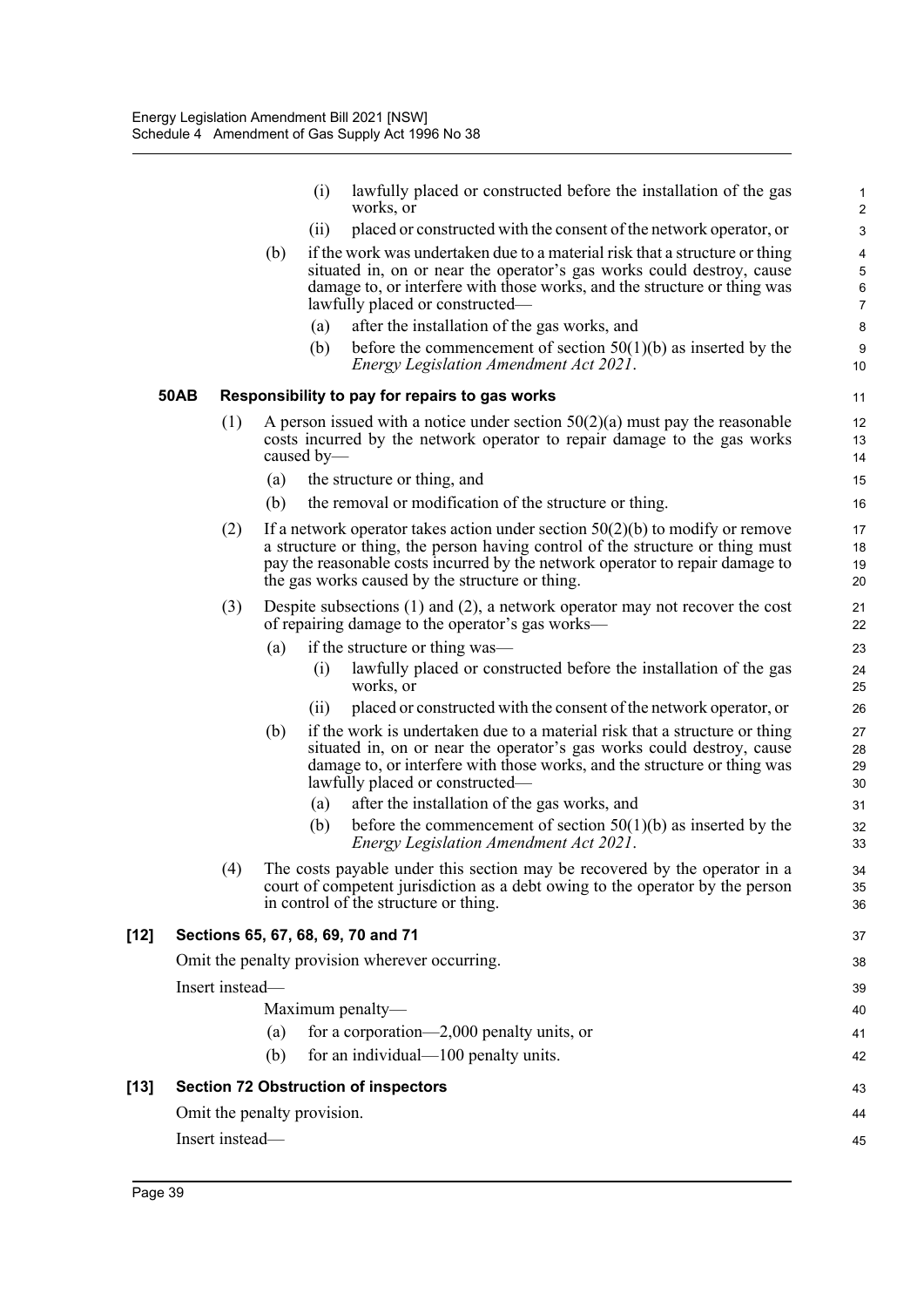(i) lawfully placed or constructed before the installation of the gas works, or

(ii) placed or constructed with the consent of the network operator, or

(b) if the work was undertaken due to a material risk that a structure or thing situated in, on or near the operator's gas works could destroy, cause damage to, or interfere with those works, and the structure or thing was lawfully placed or constructed—

(a) after the installation of the gas works, and

(b) before the commencement of section 50(1)(b) as inserted by the *Energy Legislation Amendment Act 2021*.

**50AB Responsibility to pay for repairs to gas works**

(1) A person issued with a notice under section 50(2)(a) must pay the reasonable costs incurred by the network operator to repair damage to the gas works caused by—

(a) the structure or thing, and

(b) the removal or modification of the structure or thing.

(2) If a network operator takes action under section 50(2)(b) to modify or remove a structure or thing, the person having control of the structure or thing must pay the reasonable costs incurred by the network operator to repair damage to the gas works caused by the structure or thing.

(3) Despite subsections (1) and (2), a network operator may not recover the cost of repairing damage to the operator's gas works—

(a) if the structure or thing was—

(i) lawfully placed or constructed before the installation of the gas works, or

(ii) placed or constructed with the consent of the network operator, or

(b) if the work is undertaken due to a material risk that a structure or thing situated in, on or near the operator's gas works could destroy, cause damage to, or interfere with those works, and the structure or thing was lawfully placed or constructed—

(a) after the installation of the gas works, and

(b) before the commencement of section 50(1)(b) as inserted by the *Energy Legislation Amendment Act 2021*.

(4) The costs payable under this section may be recovered by the operator in a court of competent jurisdiction as a debt owing to the operator by the person in control of the structure or thing.

**[12] Sections 65, 67, 68, 69, 70 and 71**

Omit the penalty provision wherever occurring.

Insert instead—

Maximum penalty—

(a) for a corporation—2,000 penalty units, or

(b) for an individual—100 penalty units.

**[13] Section 72 Obstruction of inspectors**

Omit the penalty provision.

Insert instead—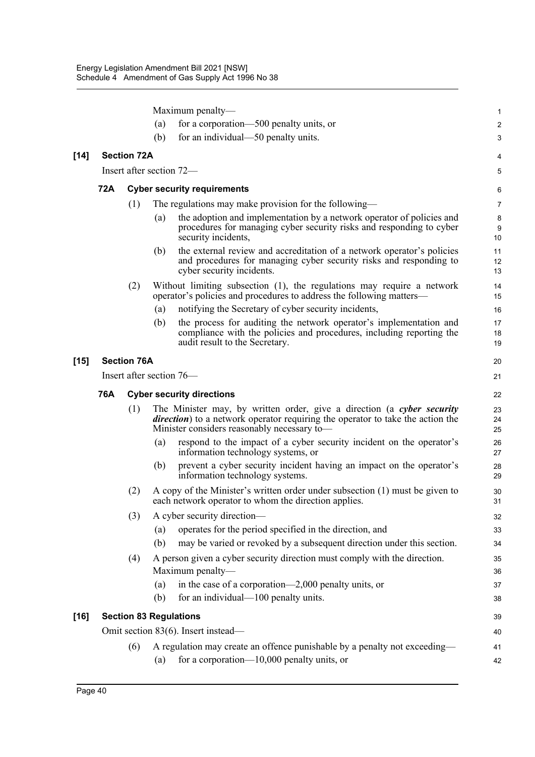Maximum penalty—

(a) for a corporation—500 penalty units, or

(b) for an individual—50 penalty units.

**[14] Section 72A**

Insert after section 72—

**72A Cyber security requirements**

(1) The regulations may make provision for the following—

(a) the adoption and implementation by a network operator of policies and procedures for managing cyber security risks and responding to cyber security incidents,

(b) the external review and accreditation of a network operator's policies and procedures for managing cyber security risks and responding to cyber security incidents.

(2) Without limiting subsection (1), the regulations may require a network operator's policies and procedures to address the following matters—

(a) notifying the Secretary of cyber security incidents,

(b) the process for auditing the network operator's implementation and compliance with the policies and procedures, including reporting the audit result to the Secretary.

**[15] Section 76A**

Insert after section 76—

**76A Cyber security directions**

(1) The Minister may, by written order, give a direction (a ***cyber security direction***) to a network operator requiring the operator to take the action the Minister considers reasonably necessary to—

(a) respond to the impact of a cyber security incident on the operator's information technology systems, or

(b) prevent a cyber security incident having an impact on the operator's information technology systems.

(2) A copy of the Minister's written order under subsection (1) must be given to each network operator to whom the direction applies.

(3) A cyber security direction—

(a) operates for the period specified in the direction, and

(b) may be varied or revoked by a subsequent direction under this section.

(4) A person given a cyber security direction must comply with the direction.

Maximum penalty—

(a) in the case of a corporation—2,000 penalty units, or

(b) for an individual—100 penalty units.

**[16] Section 83 Regulations**

Omit section 83(6). Insert instead—

(6) A regulation may create an offence punishable by a penalty not exceeding—

(a) for a corporation—10,000 penalty units, or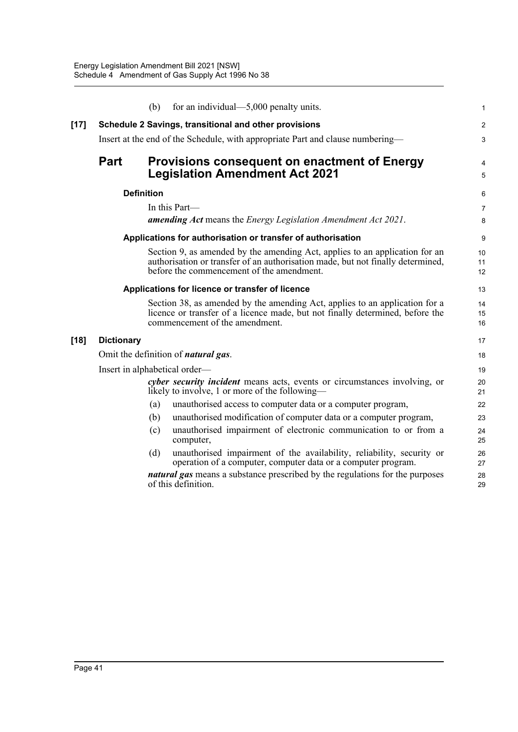(b) for an individual—5,000 penalty units.

**[17] Schedule 2 Savings, transitional and other provisions**

Insert at the end of the Schedule, with appropriate Part and clause numbering—

## Part Provisions consequent on enactment of Energy Legislation Amendment Act 2021

**Definition**

In this Part—

***amending Act*** means the *Energy Legislation Amendment Act 2021*.

**Applications for authorisation or transfer of authorisation**

Section 9, as amended by the amending Act, applies to an application for an authorisation or transfer of an authorisation made, but not finally determined, before the commencement of the amendment.

**Applications for licence or transfer of licence**

Section 38, as amended by the amending Act, applies to an application for a licence or transfer of a licence made, but not finally determined, before the commencement of the amendment.

**[18] Dictionary**

Omit the definition of ***natural gas***.

Insert in alphabetical order—

***cyber security incident*** means acts, events or circumstances involving, or likely to involve, 1 or more of the following—

(a) unauthorised access to computer data or a computer program,

(b) unauthorised modification of computer data or a computer program,

(c) unauthorised impairment of electronic communication to or from a computer,

(d) unauthorised impairment of the availability, reliability, security or operation of a computer, computer data or a computer program.

***natural gas*** means a substance prescribed by the regulations for the purposes of this definition.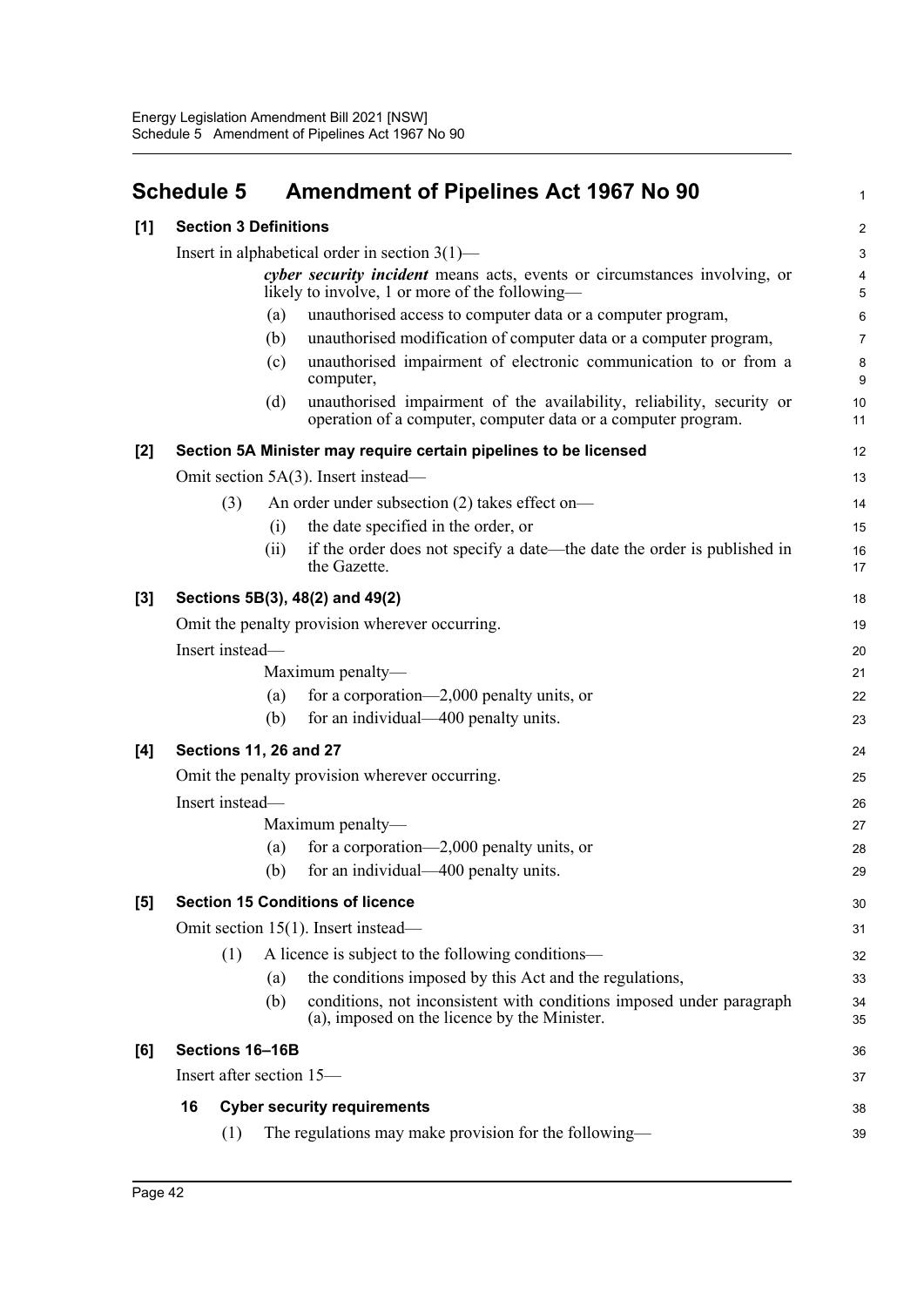## Schedule 5 Amendment of Pipelines Act 1967 No 90

**[1] Section 3 Definitions**

Insert in alphabetical order in section 3(1)—

> ***cyber security incident*** means acts, events or circumstances involving, or likely to involve, 1 or more of the following—
>
> (a) unauthorised access to computer data or a computer program,
>
> (b) unauthorised modification of computer data or a computer program,
>
> (c) unauthorised impairment of electronic communication to or from a computer,
>
> (d) unauthorised impairment of the availability, reliability, security or operation of a computer, computer data or a computer program.

**[2] Section 5A Minister may require certain pipelines to be licensed**

Omit section 5A(3). Insert instead—

> (3) An order under subsection (2) takes effect on—
>
> (i) the date specified in the order, or
>
> (ii) if the order does not specify a date—the date the order is published in the Gazette.

**[3] Sections 5B(3), 48(2) and 49(2)**

Omit the penalty provision wherever occurring.

Insert instead—

> Maximum penalty—
>
> (a) for a corporation—2,000 penalty units, or
>
> (b) for an individual—400 penalty units.

**[4] Sections 11, 26 and 27**

Omit the penalty provision wherever occurring.

Insert instead—

> Maximum penalty—
>
> (a) for a corporation—2,000 penalty units, or
>
> (b) for an individual—400 penalty units.

**[5] Section 15 Conditions of licence**

Omit section 15(1). Insert instead—

> (1) A licence is subject to the following conditions—
>
> (a) the conditions imposed by this Act and the regulations,
>
> (b) conditions, not inconsistent with conditions imposed under paragraph (a), imposed on the licence by the Minister.

**[6] Sections 16–16B**

Insert after section 15—

> **16 Cyber security requirements**
>
> (1) The regulations may make provision for the following—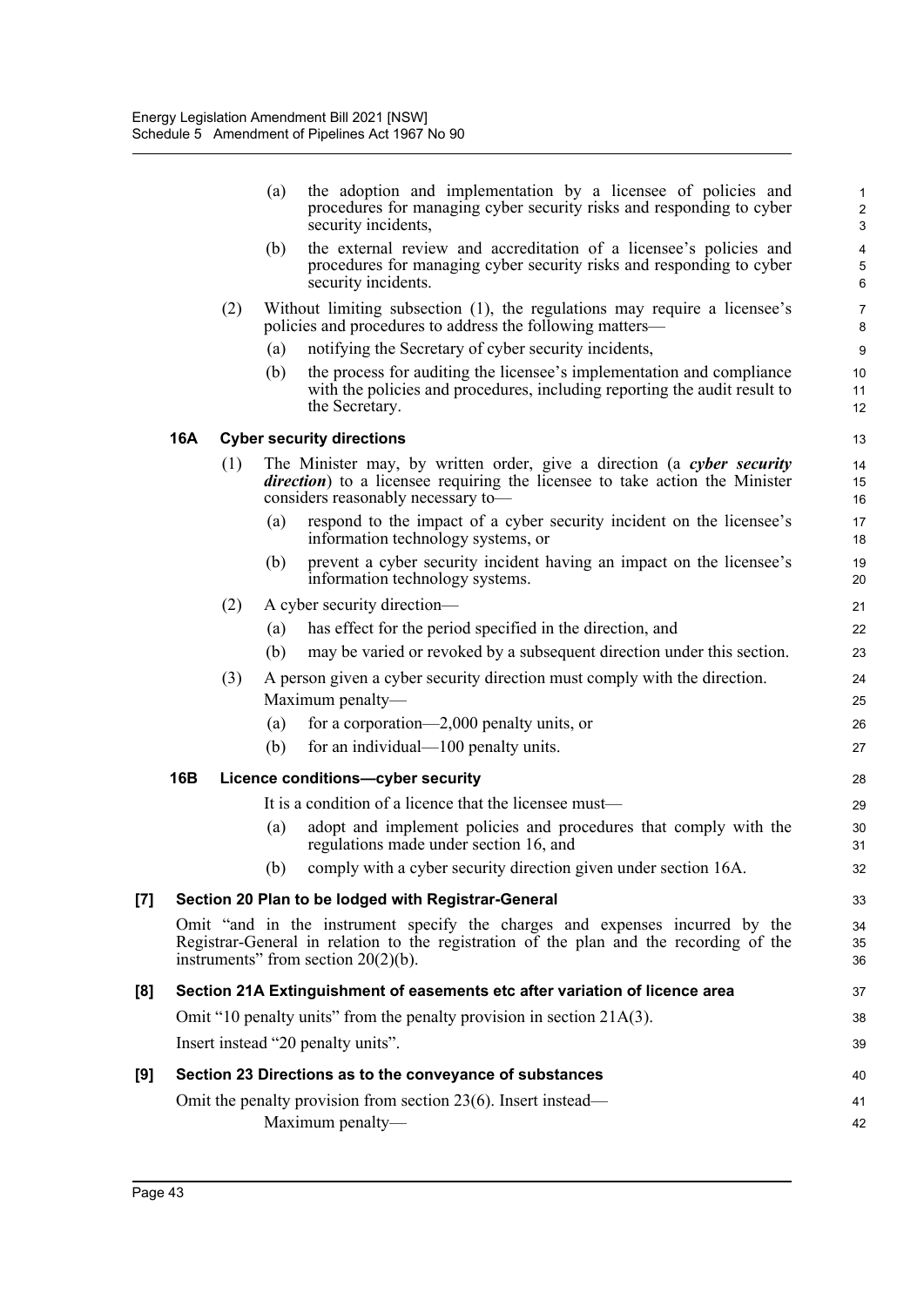(a) the adoption and implementation by a licensee of policies and procedures for managing cyber security risks and responding to cyber security incidents,

(b) the external review and accreditation of a licensee's policies and procedures for managing cyber security risks and responding to cyber security incidents.

(2) Without limiting subsection (1), the regulations may require a licensee's policies and procedures to address the following matters—

(a) notifying the Secretary of cyber security incidents,

(b) the process for auditing the licensee's implementation and compliance with the policies and procedures, including reporting the audit result to the Secretary.

**16A Cyber security directions**

(1) The Minister may, by written order, give a direction (a ***cyber security direction***) to a licensee requiring the licensee to take action the Minister considers reasonably necessary to—

(a) respond to the impact of a cyber security incident on the licensee's information technology systems, or

(b) prevent a cyber security incident having an impact on the licensee's information technology systems.

(2) A cyber security direction—

(a) has effect for the period specified in the direction, and

(b) may be varied or revoked by a subsequent direction under this section.

(3) A person given a cyber security direction must comply with the direction.

Maximum penalty—

(a) for a corporation—2,000 penalty units, or

(b) for an individual—100 penalty units.

**16B Licence conditions—cyber security**

It is a condition of a licence that the licensee must—

(a) adopt and implement policies and procedures that comply with the regulations made under section 16, and

(b) comply with a cyber security direction given under section 16A.

**[7] Section 20 Plan to be lodged with Registrar-General**

Omit "and in the instrument specify the charges and expenses incurred by the Registrar-General in relation to the registration of the plan and the recording of the instruments" from section 20(2)(b).

**[8] Section 21A Extinguishment of easements etc after variation of licence area**

Omit "10 penalty units" from the penalty provision in section 21A(3).

Insert instead "20 penalty units".

**[9] Section 23 Directions as to the conveyance of substances**

Omit the penalty provision from section 23(6). Insert instead—

Maximum penalty—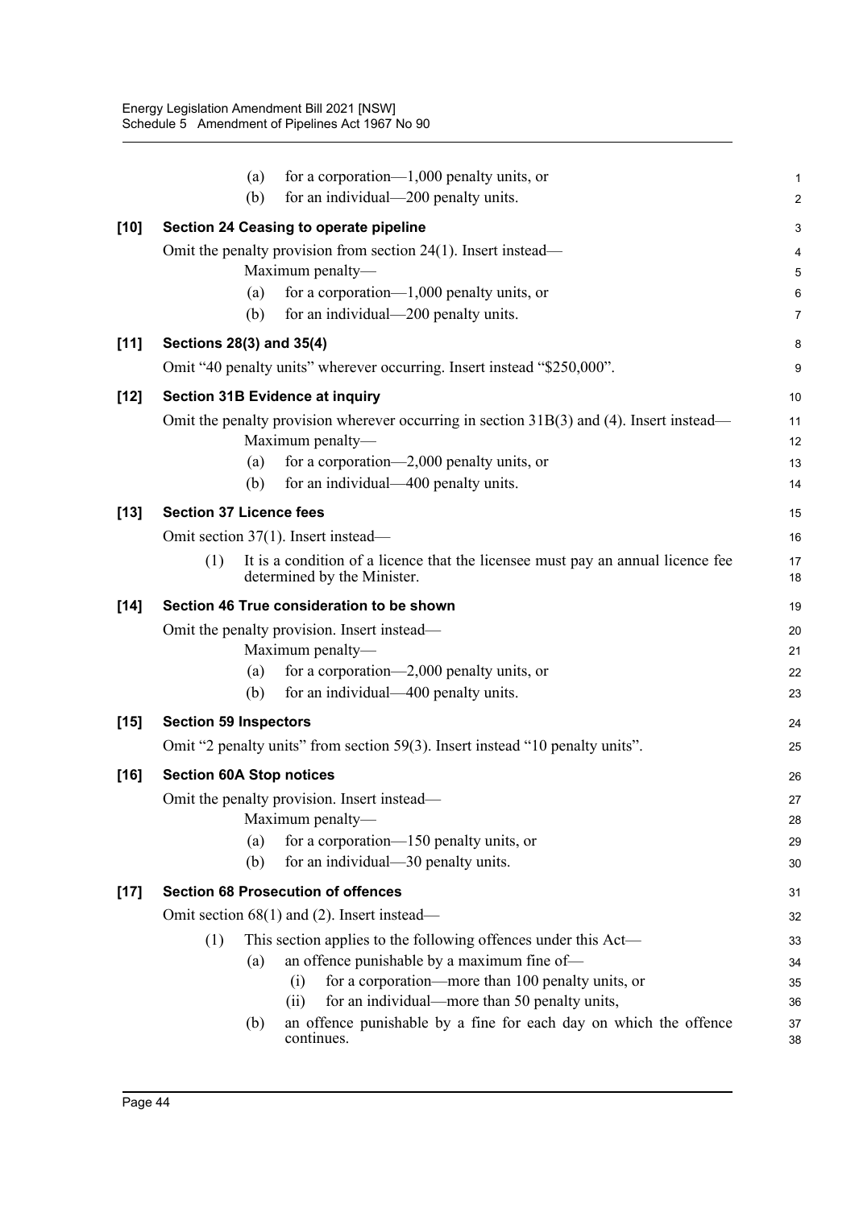(a) for a corporation—1,000 penalty units, or

(b) for an individual—200 penalty units.

**[10] Section 24 Ceasing to operate pipeline**

Omit the penalty provision from section 24(1). Insert instead—

Maximum penalty—

(a) for a corporation—1,000 penalty units, or

(b) for an individual—200 penalty units.

**[11] Sections 28(3) and 35(4)**

Omit "40 penalty units" wherever occurring. Insert instead "$250,000".

**[12] Section 31B Evidence at inquiry**

Omit the penalty provision wherever occurring in section 31B(3) and (4). Insert instead—

Maximum penalty—

(a) for a corporation—2,000 penalty units, or

(b) for an individual—400 penalty units.

**[13] Section 37 Licence fees**

Omit section 37(1). Insert instead—

(1) It is a condition of a licence that the licensee must pay an annual licence fee determined by the Minister.

**[14] Section 46 True consideration to be shown**

Omit the penalty provision. Insert instead—

Maximum penalty—

(a) for a corporation—2,000 penalty units, or

(b) for an individual—400 penalty units.

**[15] Section 59 Inspectors**

Omit "2 penalty units" from section 59(3). Insert instead "10 penalty units".

**[16] Section 60A Stop notices**

Omit the penalty provision. Insert instead—

Maximum penalty—

(a) for a corporation—150 penalty units, or

(b) for an individual—30 penalty units.

**[17] Section 68 Prosecution of offences**

Omit section 68(1) and (2). Insert instead—

(1) This section applies to the following offences under this Act—

(a) an offence punishable by a maximum fine of—

(i) for a corporation—more than 100 penalty units, or

(ii) for an individual—more than 50 penalty units,

(b) an offence punishable by a fine for each day on which the offence continues.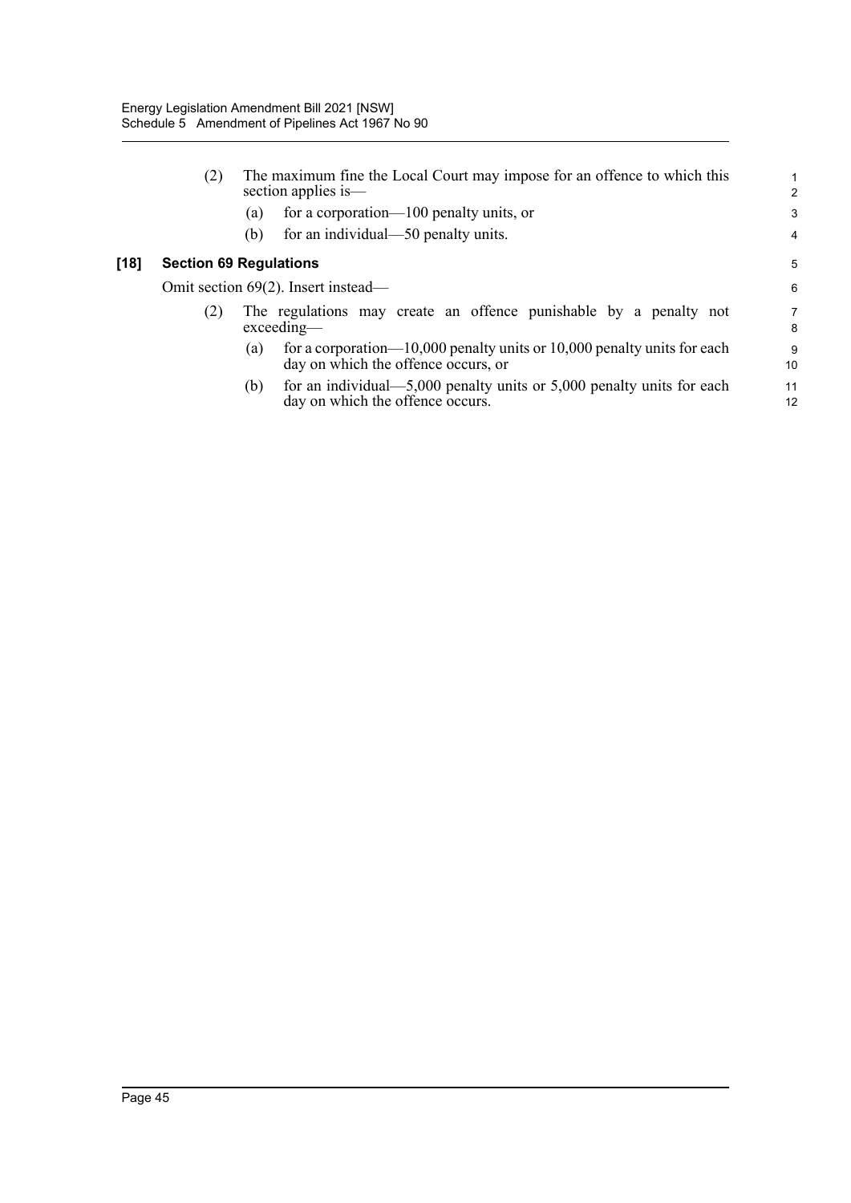(2) The maximum fine the Local Court may impose for an offence to which this section applies is—

(a) for a corporation—100 penalty units, or

(b) for an individual—50 penalty units.

**[18] Section 69 Regulations**

Omit section 69(2). Insert instead—

(2) The regulations may create an offence punishable by a penalty not exceeding—

(a) for a corporation—10,000 penalty units or 10,000 penalty units for each day on which the offence occurs, or

(b) for an individual—5,000 penalty units or 5,000 penalty units for each day on which the offence occurs.